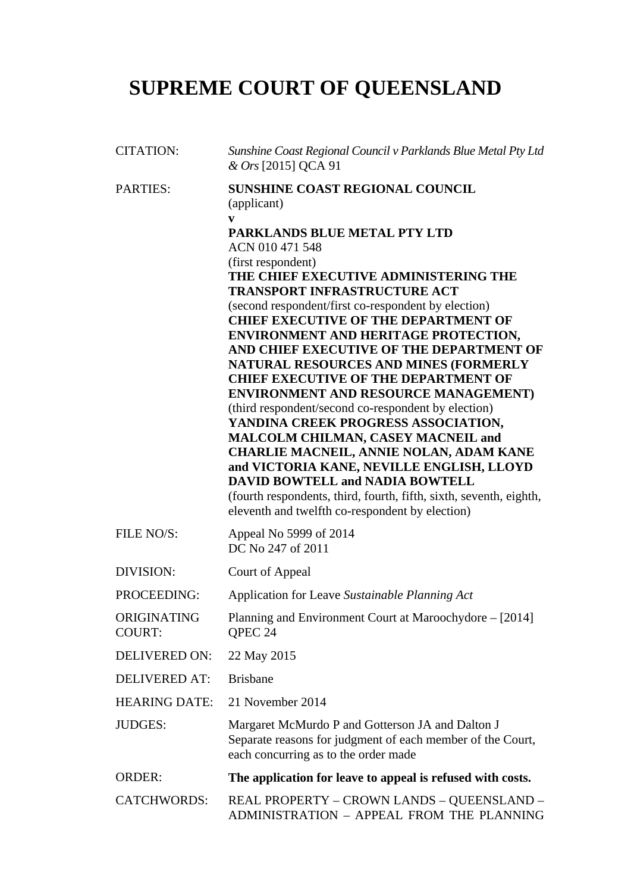# SUPREME COURT OF QUEENSLAND

| | |
|---|---|
| CITATION: | *Sunshine Coast Regional Council v Parklands Blue Metal Pty Ltd & Ors* [2015] QCA 91 |
| PARTIES: | **SUNSHINE COAST REGIONAL COUNCIL**<br>(applicant)<br>**v**<br>**PARKLANDS BLUE METAL PTY LTD**<br>ACN 010 471 548<br>(first respondent)<br>**THE CHIEF EXECUTIVE ADMINISTERING THE TRANSPORT INFRASTRUCTURE ACT**<br>(second respondent/first co-respondent by election)<br>**CHIEF EXECUTIVE OF THE DEPARTMENT OF ENVIRONMENT AND HERITAGE PROTECTION, AND CHIEF EXECUTIVE OF THE DEPARTMENT OF NATURAL RESOURCES AND MINES (FORMERLY CHIEF EXECUTIVE OF THE DEPARTMENT OF ENVIRONMENT AND RESOURCE MANAGEMENT)**<br>(third respondent/second co-respondent by election)<br>**YANDINA CREEK PROGRESS ASSOCIATION, MALCOLM CHILMAN, CASEY MACNEIL and CHARLIE MACNEIL, ANNIE NOLAN, ADAM KANE and VICTORIA KANE, NEVILLE ENGLISH, LLOYD DAVID BOWTELL and NADIA BOWTELL**<br>(fourth respondents, third, fourth, fifth, sixth, seventh, eighth, eleventh and twelfth co-respondent by election) |
| FILE NO/S: | Appeal No 5999 of 2014<br>DC No 247 of 2011 |
| DIVISION: | Court of Appeal |
| PROCEEDING: | Application for Leave *Sustainable Planning Act* |
| ORIGINATING COURT: | Planning and Environment Court at Maroochydore – [2014] QPEC 24 |
| DELIVERED ON: | 22 May 2015 |
| DELIVERED AT: | Brisbane |
| HEARING DATE: | 21 November 2014 |
| JUDGES: | Margaret McMurdo P and Gotterson JA and Dalton J<br>Separate reasons for judgment of each member of the Court, each concurring as to the order made |
| ORDER: | **The application for leave to appeal is refused with costs.** |
| CATCHWORDS: | REAL PROPERTY – CROWN LANDS – QUEENSLAND – ADMINISTRATION – APPEAL FROM THE PLANNING |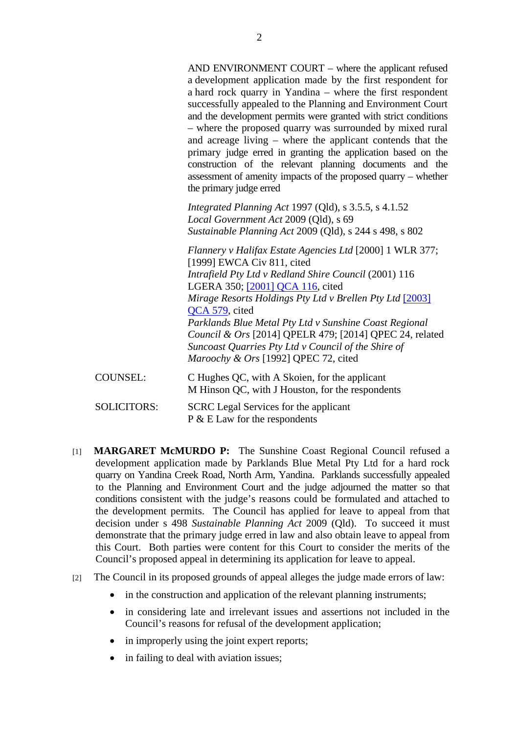AND ENVIRONMENT COURT – where the applicant refused a development application made by the first respondent for a hard rock quarry in Yandina – where the first respondent successfully appealed to the Planning and Environment Court and the development permits were granted with strict conditions – where the proposed quarry was surrounded by mixed rural and acreage living – where the applicant contends that the primary judge erred in granting the application based on the construction of the relevant planning documents and the assessment of amenity impacts of the proposed quarry – whether the primary judge erred

*Integrated Planning Act* 1997 (Qld), s 3.5.5, s 4.1.52
*Local Government Act* 2009 (Qld), s 69
*Sustainable Planning Act* 2009 (Qld), s 244 s 498, s 802

*Flannery v Halifax Estate Agencies Ltd* [2000] 1 WLR 377; [1999] EWCA Civ 811, cited
*Intrafield Pty Ltd v Redland Shire Council* (2001) 116 LGERA 350; [2001] QCA 116, cited
*Mirage Resorts Holdings Pty Ltd v Brellen Pty Ltd* [2003] QCA 579, cited
*Parklands Blue Metal Pty Ltd v Sunshine Coast Regional Council & Ors* [2014] QPELR 479; [2014] QPEC 24, related
*Suncoast Quarries Pty Ltd v Council of the Shire of Maroochy & Ors* [1992] QPEC 72, cited

COUNSEL: C Hughes QC, with A Skoien, for the applicant
M Hinson QC, with J Houston, for the respondents

SOLICITORS: SCRC Legal Services for the applicant
P & E Law for the respondents

[1] **MARGARET McMURDO P:** The Sunshine Coast Regional Council refused a development application made by Parklands Blue Metal Pty Ltd for a hard rock quarry on Yandina Creek Road, North Arm, Yandina. Parklands successfully appealed to the Planning and Environment Court and the judge adjourned the matter so that conditions consistent with the judge's reasons could be formulated and attached to the development permits. The Council has applied for leave to appeal from that decision under s 498 *Sustainable Planning Act* 2009 (Qld). To succeed it must demonstrate that the primary judge erred in law and also obtain leave to appeal from this Court. Both parties were content for this Court to consider the merits of the Council's proposed appeal in determining its application for leave to appeal.

[2] The Council in its proposed grounds of appeal alleges the judge made errors of law:

- in the construction and application of the relevant planning instruments;
- in considering late and irrelevant issues and assertions not included in the Council's reasons for refusal of the development application;
- in improperly using the joint expert reports;
- in failing to deal with aviation issues;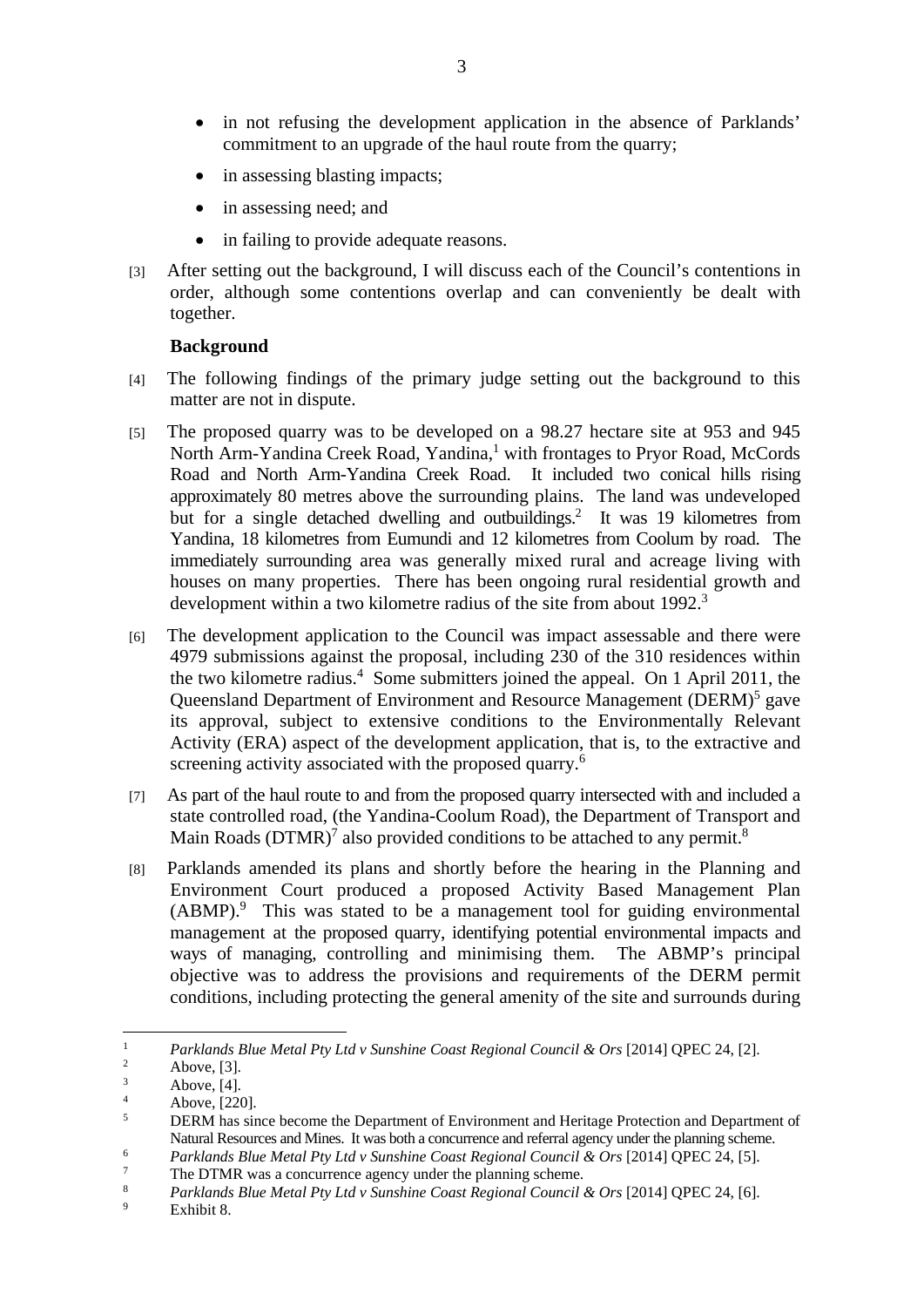- in not refusing the development application in the absence of Parklands' commitment to an upgrade of the haul route from the quarry;
- in assessing blasting impacts;
- in assessing need; and
- in failing to provide adequate reasons.

[3] After setting out the background, I will discuss each of the Council's contentions in order, although some contentions overlap and can conveniently be dealt with together.

**Background**

[4] The following findings of the primary judge setting out the background to this matter are not in dispute.

[5] The proposed quarry was to be developed on a 98.27 hectare site at 953 and 945 North Arm-Yandina Creek Road, Yandina,[1] with frontages to Pryor Road, McCords Road and North Arm-Yandina Creek Road. It included two conical hills rising approximately 80 metres above the surrounding plains. The land was undeveloped but for a single detached dwelling and outbuildings.[2] It was 19 kilometres from Yandina, 18 kilometres from Eumundi and 12 kilometres from Coolum by road. The immediately surrounding area was generally mixed rural and acreage living with houses on many properties. There has been ongoing rural residential growth and development within a two kilometre radius of the site from about 1992.[3]

[6] The development application to the Council was impact assessable and there were 4979 submissions against the proposal, including 230 of the 310 residences within the two kilometre radius.[4] Some submitters joined the appeal. On 1 April 2011, the Queensland Department of Environment and Resource Management (DERM)[5] gave its approval, subject to extensive conditions to the Environmentally Relevant Activity (ERA) aspect of the development application, that is, to the extractive and screening activity associated with the proposed quarry.[6]

[7] As part of the haul route to and from the proposed quarry intersected with and included a state controlled road, (the Yandina-Coolum Road), the Department of Transport and Main Roads (DTMR)[7] also provided conditions to be attached to any permit.[8]

[8] Parklands amended its plans and shortly before the hearing in the Planning and Environment Court produced a proposed Activity Based Management Plan (ABMP).[9] This was stated to be a management tool for guiding environmental management at the proposed quarry, identifying potential environmental impacts and ways of managing, controlling and minimising them. The ABMP's principal objective was to address the provisions and requirements of the DERM permit conditions, including protecting the general amenity of the site and surrounds during

---

[1] *Parklands Blue Metal Pty Ltd v Sunshine Coast Regional Council & Ors* [2014] QPEC 24, [2].

[2] Above, [3].

[3] Above, [4].

[4] Above, [220].

[5] DERM has since become the Department of Environment and Heritage Protection and Department of Natural Resources and Mines. It was both a concurrence and referral agency under the planning scheme.

[6] *Parklands Blue Metal Pty Ltd v Sunshine Coast Regional Council & Ors* [2014] QPEC 24, [5].

[7] The DTMR was a concurrence agency under the planning scheme.

[8] *Parklands Blue Metal Pty Ltd v Sunshine Coast Regional Council & Ors* [2014] QPEC 24, [6].

[9] Exhibit 8.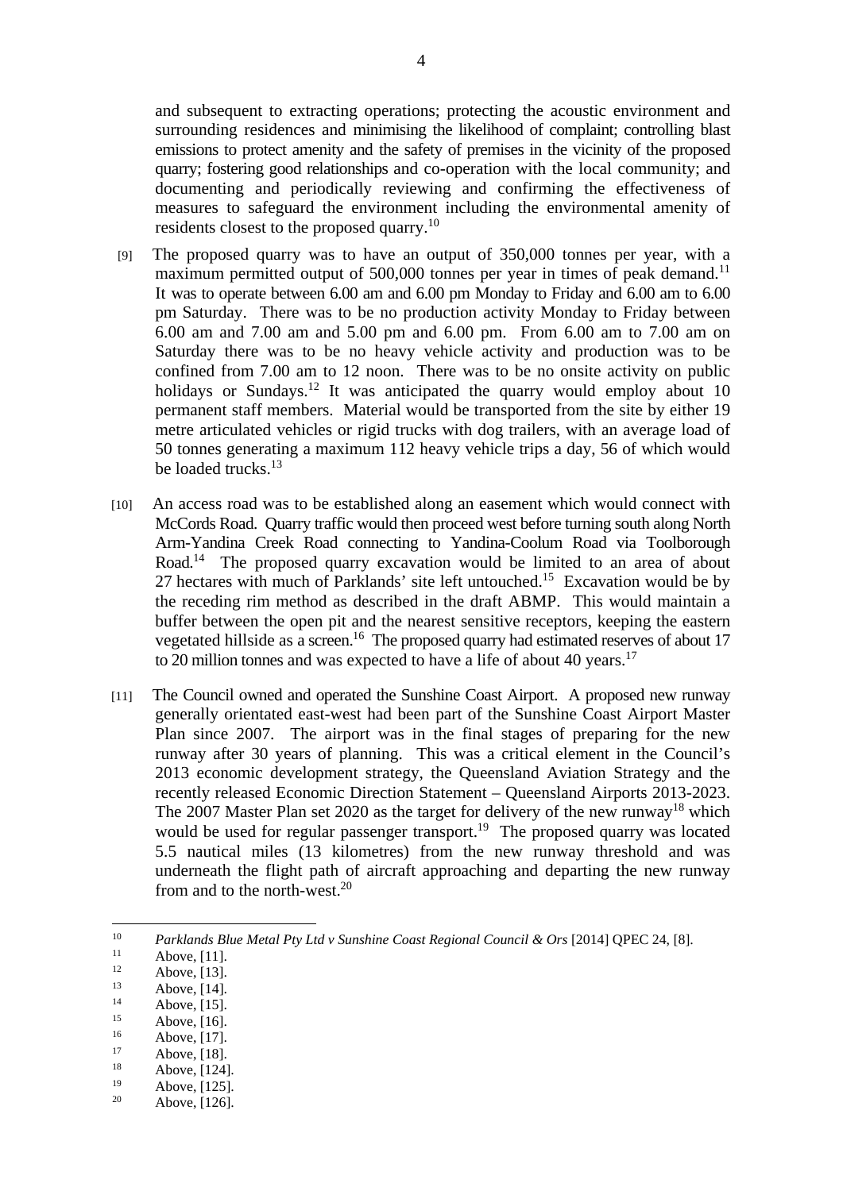and subsequent to extracting operations; protecting the acoustic environment and surrounding residences and minimising the likelihood of complaint; controlling blast emissions to protect amenity and the safety of premises in the vicinity of the proposed quarry; fostering good relationships and co-operation with the local community; and documenting and periodically reviewing and confirming the effectiveness of measures to safeguard the environment including the environmental amenity of residents closest to the proposed quarry.[10]

[9] The proposed quarry was to have an output of 350,000 tonnes per year, with a maximum permitted output of 500,000 tonnes per year in times of peak demand.[11] It was to operate between 6.00 am and 6.00 pm Monday to Friday and 6.00 am to 6.00 pm Saturday. There was to be no production activity Monday to Friday between 6.00 am and 7.00 am and 5.00 pm and 6.00 pm. From 6.00 am to 7.00 am on Saturday there was to be no heavy vehicle activity and production was to be confined from 7.00 am to 12 noon. There was to be no onsite activity on public holidays or Sundays.[12] It was anticipated the quarry would employ about 10 permanent staff members. Material would be transported from the site by either 19 metre articulated vehicles or rigid trucks with dog trailers, with an average load of 50 tonnes generating a maximum 112 heavy vehicle trips a day, 56 of which would be loaded trucks.[13]

[10] An access road was to be established along an easement which would connect with McCords Road. Quarry traffic would then proceed west before turning south along North Arm-Yandina Creek Road connecting to Yandina-Coolum Road via Toolborough Road.[14] The proposed quarry excavation would be limited to an area of about 27 hectares with much of Parklands' site left untouched.[15] Excavation would be by the receding rim method as described in the draft ABMP. This would maintain a buffer between the open pit and the nearest sensitive receptors, keeping the eastern vegetated hillside as a screen.[16] The proposed quarry had estimated reserves of about 17 to 20 million tonnes and was expected to have a life of about 40 years.[17]

[11] The Council owned and operated the Sunshine Coast Airport. A proposed new runway generally orientated east-west had been part of the Sunshine Coast Airport Master Plan since 2007. The airport was in the final stages of preparing for the new runway after 30 years of planning. This was a critical element in the Council's 2013 economic development strategy, the Queensland Aviation Strategy and the recently released Economic Direction Statement – Queensland Airports 2013-2023. The 2007 Master Plan set 2020 as the target for delivery of the new runway[18] which would be used for regular passenger transport.[19] The proposed quarry was located 5.5 nautical miles (13 kilometres) from the new runway threshold and was underneath the flight path of aircraft approaching and departing the new runway from and to the north-west.[20]

---

[10] *Parklands Blue Metal Pty Ltd v Sunshine Coast Regional Council & Ors* [2014] QPEC 24, [8].

[11] Above, [11].

[12] Above, [13].

[13] Above, [14].

[14] Above, [15].

[15] Above, [16].

[16] Above, [17].

[17] Above, [18].

[18] Above, [124].

[19] Above, [125].

[20] Above, [126].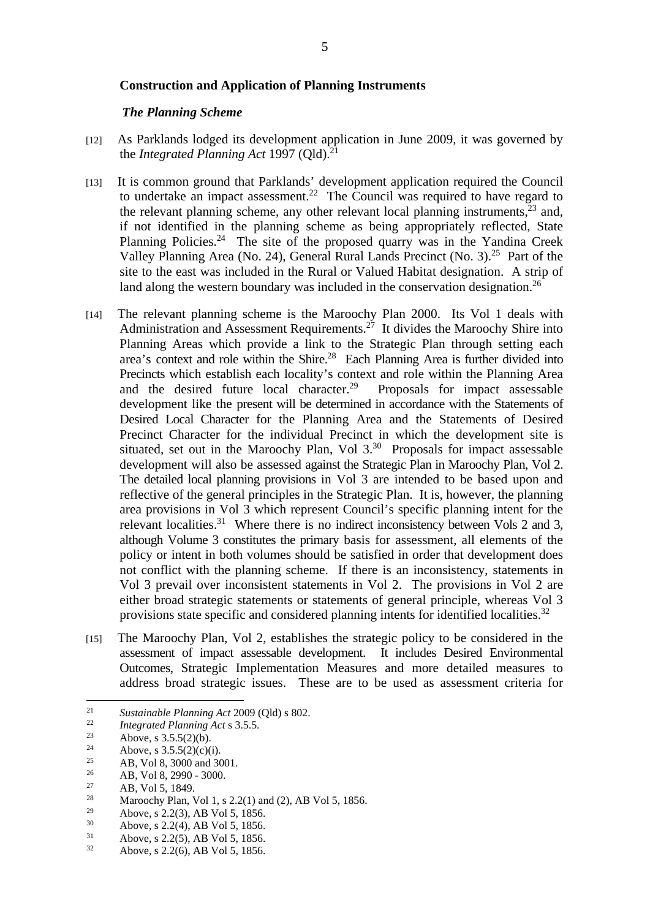**Construction and Application of Planning Instruments**

***The Planning Scheme***

[12] As Parklands lodged its development application in June 2009, it was governed by the *Integrated Planning Act* 1997 (Qld).[21]

[13] It is common ground that Parklands' development application required the Council to undertake an impact assessment.[22] The Council was required to have regard to the relevant planning scheme, any other relevant local planning instruments,[23] and, if not identified in the planning scheme as being appropriately reflected, State Planning Policies.[24] The site of the proposed quarry was in the Yandina Creek Valley Planning Area (No. 24), General Rural Lands Precinct (No. 3).[25] Part of the site to the east was included in the Rural or Valued Habitat designation. A strip of land along the western boundary was included in the conservation designation.[26]

[14] The relevant planning scheme is the Maroochy Plan 2000. Its Vol 1 deals with Administration and Assessment Requirements.[27] It divides the Maroochy Shire into Planning Areas which provide a link to the Strategic Plan through setting each area's context and role within the Shire.[28] Each Planning Area is further divided into Precincts which establish each locality's context and role within the Planning Area and the desired future local character.[29] Proposals for impact assessable development like the present will be determined in accordance with the Statements of Desired Local Character for the Planning Area and the Statements of Desired Precinct Character for the individual Precinct in which the development site is situated, set out in the Maroochy Plan, Vol 3.[30] Proposals for impact assessable development will also be assessed against the Strategic Plan in Maroochy Plan, Vol 2. The detailed local planning provisions in Vol 3 are intended to be based upon and reflective of the general principles in the Strategic Plan. It is, however, the planning area provisions in Vol 3 which represent Council's specific planning intent for the relevant localities.[31] Where there is no indirect inconsistency between Vols 2 and 3, although Volume 3 constitutes the primary basis for assessment, all elements of the policy or intent in both volumes should be satisfied in order that development does not conflict with the planning scheme. If there is an inconsistency, statements in Vol 3 prevail over inconsistent statements in Vol 2. The provisions in Vol 2 are either broad strategic statements or statements of general principle, whereas Vol 3 provisions state specific and considered planning intents for identified localities.[32]

[15] The Maroochy Plan, Vol 2, establishes the strategic policy to be considered in the assessment of impact assessable development. It includes Desired Environmental Outcomes, Strategic Implementation Measures and more detailed measures to address broad strategic issues. These are to be used as assessment criteria for

---

[21] *Sustainable Planning Act* 2009 (Qld) s 802.

[22] *Integrated Planning Act* s 3.5.5.

[23] Above, s 3.5.5(2)(b).

[24] Above, s 3.5.5(2)(c)(i).

[25] AB, Vol 8, 3000 and 3001.

[26] AB, Vol 8, 2990 - 3000.

[27] AB, Vol 5, 1849.

[28] Maroochy Plan, Vol 1, s 2.2(1) and (2), AB Vol 5, 1856.

[29] Above, s 2.2(3), AB Vol 5, 1856.

[30] Above, s 2.2(4), AB Vol 5, 1856.

[31] Above, s 2.2(5), AB Vol 5, 1856.

[32] Above, s 2.2(6), AB Vol 5, 1856.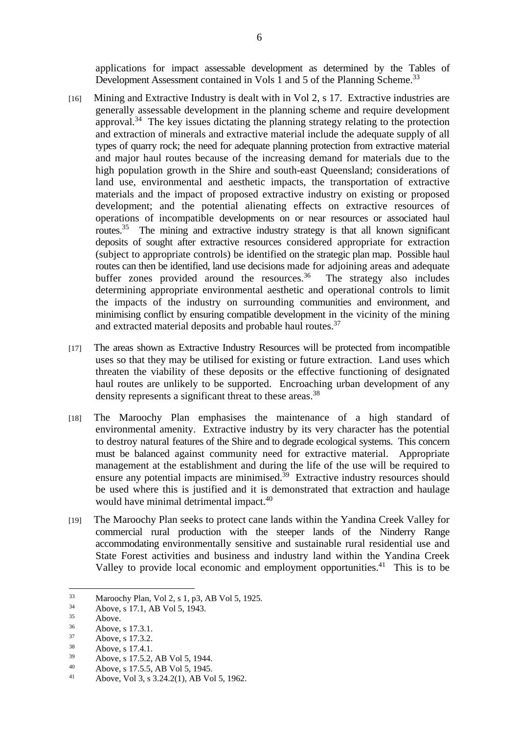applications for impact assessable development as determined by the Tables of Development Assessment contained in Vols 1 and 5 of the Planning Scheme.[33]

[16] Mining and Extractive Industry is dealt with in Vol 2, s 17. Extractive industries are generally assessable development in the planning scheme and require development approval.[34] The key issues dictating the planning strategy relating to the protection and extraction of minerals and extractive material include the adequate supply of all types of quarry rock; the need for adequate planning protection from extractive material and major haul routes because of the increasing demand for materials due to the high population growth in the Shire and south-east Queensland; considerations of land use, environmental and aesthetic impacts, the transportation of extractive materials and the impact of proposed extractive industry on existing or proposed development; and the potential alienating effects on extractive resources of operations of incompatible developments on or near resources or associated haul routes.[35] The mining and extractive industry strategy is that all known significant deposits of sought after extractive resources considered appropriate for extraction (subject to appropriate controls) be identified on the strategic plan map. Possible haul routes can then be identified, land use decisions made for adjoining areas and adequate buffer zones provided around the resources.[36] The strategy also includes determining appropriate environmental aesthetic and operational controls to limit the impacts of the industry on surrounding communities and environment, and minimising conflict by ensuring compatible development in the vicinity of the mining and extracted material deposits and probable haul routes.[37]

[17] The areas shown as Extractive Industry Resources will be protected from incompatible uses so that they may be utilised for existing or future extraction. Land uses which threaten the viability of these deposits or the effective functioning of designated haul routes are unlikely to be supported. Encroaching urban development of any density represents a significant threat to these areas.[38]

[18] The Maroochy Plan emphasises the maintenance of a high standard of environmental amenity. Extractive industry by its very character has the potential to destroy natural features of the Shire and to degrade ecological systems. This concern must be balanced against community need for extractive material. Appropriate management at the establishment and during the life of the use will be required to ensure any potential impacts are minimised.[39] Extractive industry resources should be used where this is justified and it is demonstrated that extraction and haulage would have minimal detrimental impact.[40]

[19] The Maroochy Plan seeks to protect cane lands within the Yandina Creek Valley for commercial rural production with the steeper lands of the Ninderry Range accommodating environmentally sensitive and sustainable rural residential use and State Forest activities and business and industry land within the Yandina Creek Valley to provide local economic and employment opportunities.[41] This is to be

---

[33] Maroochy Plan, Vol 2, s 1, p3, AB Vol 5, 1925.
[34] Above, s 17.1, AB Vol 5, 1943.
[35] Above.
[36] Above, s 17.3.1.
[37] Above, s 17.3.2.
[38] Above, s 17.4.1.
[39] Above, s 17.5.2, AB Vol 5, 1944.
[40] Above, s 17.5.5, AB Vol 5, 1945.
[41] Above, Vol 3, s 3.24.2(1), AB Vol 5, 1962.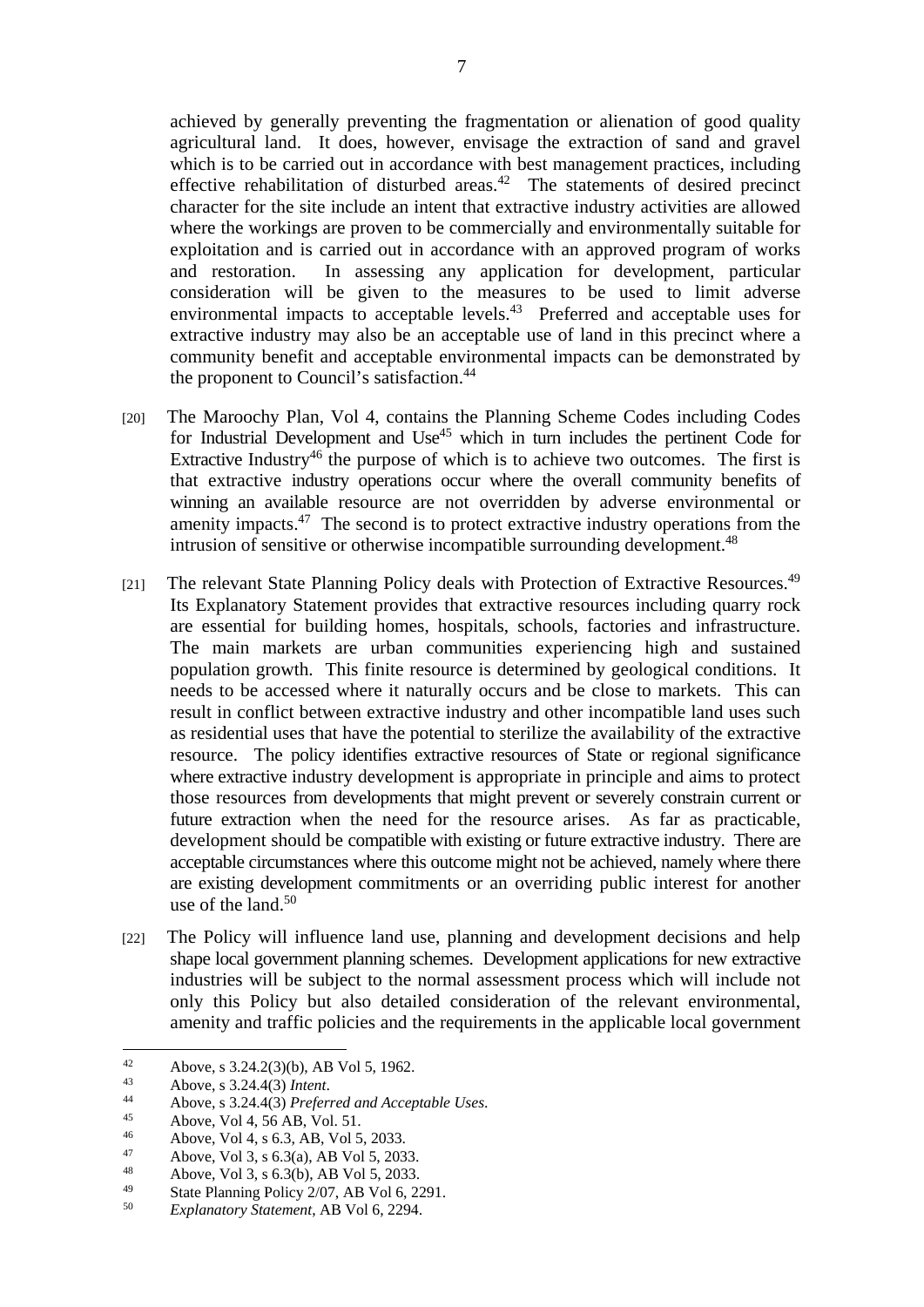achieved by generally preventing the fragmentation or alienation of good quality agricultural land. It does, however, envisage the extraction of sand and gravel which is to be carried out in accordance with best management practices, including effective rehabilitation of disturbed areas.[42] The statements of desired precinct character for the site include an intent that extractive industry activities are allowed where the workings are proven to be commercially and environmentally suitable for exploitation and is carried out in accordance with an approved program of works and restoration. In assessing any application for development, particular consideration will be given to the measures to be used to limit adverse environmental impacts to acceptable levels.[43] Preferred and acceptable uses for extractive industry may also be an acceptable use of land in this precinct where a community benefit and acceptable environmental impacts can be demonstrated by the proponent to Council's satisfaction.[44]

[20] The Maroochy Plan, Vol 4, contains the Planning Scheme Codes including Codes for Industrial Development and Use[45] which in turn includes the pertinent Code for Extractive Industry[46] the purpose of which is to achieve two outcomes. The first is that extractive industry operations occur where the overall community benefits of winning an available resource are not overridden by adverse environmental or amenity impacts.[47] The second is to protect extractive industry operations from the intrusion of sensitive or otherwise incompatible surrounding development.[48]

[21] The relevant State Planning Policy deals with Protection of Extractive Resources.[49] Its Explanatory Statement provides that extractive resources including quarry rock are essential for building homes, hospitals, schools, factories and infrastructure. The main markets are urban communities experiencing high and sustained population growth. This finite resource is determined by geological conditions. It needs to be accessed where it naturally occurs and be close to markets. This can result in conflict between extractive industry and other incompatible land uses such as residential uses that have the potential to sterilize the availability of the extractive resource. The policy identifies extractive resources of State or regional significance where extractive industry development is appropriate in principle and aims to protect those resources from developments that might prevent or severely constrain current or future extraction when the need for the resource arises. As far as practicable, development should be compatible with existing or future extractive industry. There are acceptable circumstances where this outcome might not be achieved, namely where there are existing development commitments or an overriding public interest for another use of the land.[50]

[22] The Policy will influence land use, planning and development decisions and help shape local government planning schemes. Development applications for new extractive industries will be subject to the normal assessment process which will include not only this Policy but also detailed consideration of the relevant environmental, amenity and traffic policies and the requirements in the applicable local government

---

42 Above, s 3.24.2(3)(b), AB Vol 5, 1962.

43 Above, s 3.24.4(3) *Intent*.

44 Above, s 3.24.4(3) *Preferred and Acceptable Uses.*

45 Above, Vol 4, 56 AB, Vol. 51.

46 Above, Vol 4, s 6.3, AB, Vol 5, 2033.

47 Above, Vol 3, s 6.3(a), AB Vol 5, 2033.

48 Above, Vol 3, s 6.3(b), AB Vol 5, 2033.

49 State Planning Policy 2/07, AB Vol 6, 2291.

50 *Explanatory Statement*, AB Vol 6, 2294.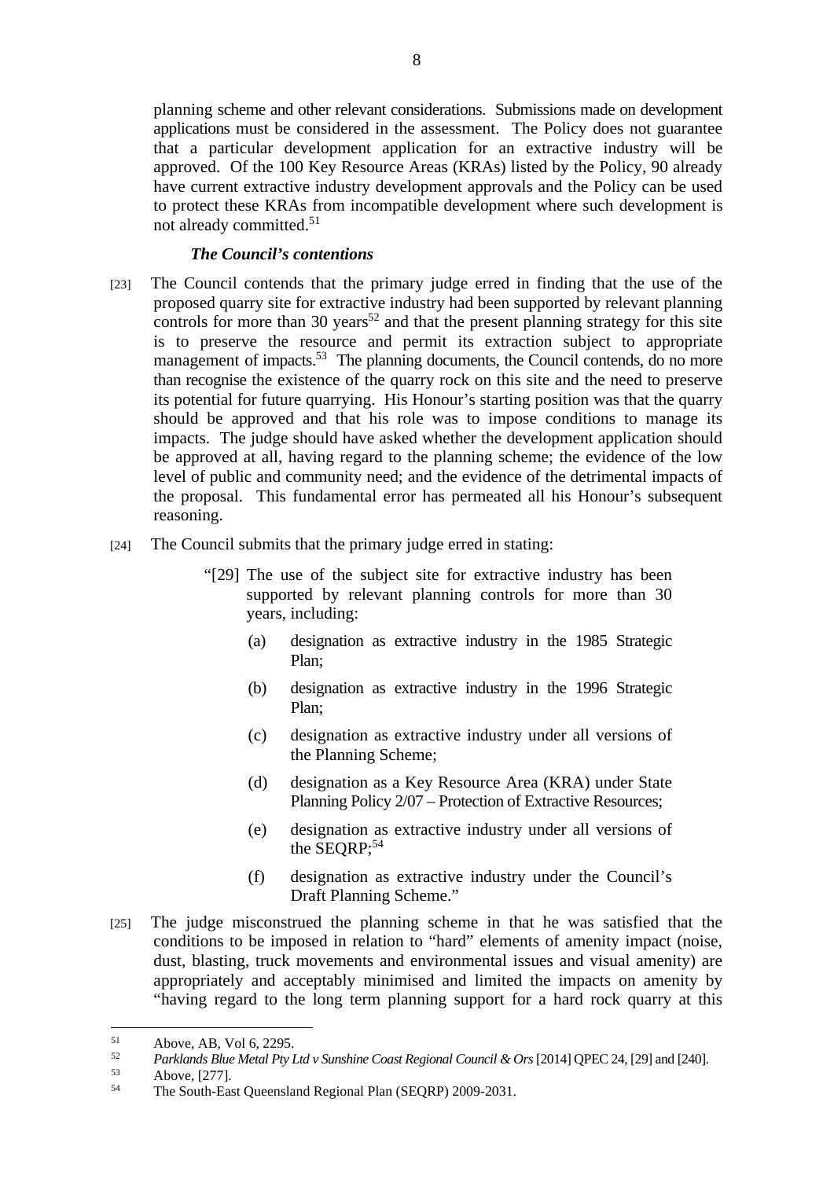planning scheme and other relevant considerations. Submissions made on development applications must be considered in the assessment. The Policy does not guarantee that a particular development application for an extractive industry will be approved. Of the 100 Key Resource Areas (KRAs) listed by the Policy, 90 already have current extractive industry development approvals and the Policy can be used to protect these KRAs from incompatible development where such development is not already committed.[51]

### *The Council's contentions*

[23] The Council contends that the primary judge erred in finding that the use of the proposed quarry site for extractive industry had been supported by relevant planning controls for more than 30 years[52] and that the present planning strategy for this site is to preserve the resource and permit its extraction subject to appropriate management of impacts.[53] The planning documents, the Council contends, do no more than recognise the existence of the quarry rock on this site and the need to preserve its potential for future quarrying. His Honour's starting position was that the quarry should be approved and that his role was to impose conditions to manage its impacts. The judge should have asked whether the development application should be approved at all, having regard to the planning scheme; the evidence of the low level of public and community need; and the evidence of the detrimental impacts of the proposal. This fundamental error has permeated all his Honour's subsequent reasoning.

[24] The Council submits that the primary judge erred in stating:

> "[29] The use of the subject site for extractive industry has been supported by relevant planning controls for more than 30 years, including:
>
> (a) designation as extractive industry in the 1985 Strategic Plan;
>
> (b) designation as extractive industry in the 1996 Strategic Plan;
>
> (c) designation as extractive industry under all versions of the Planning Scheme;
>
> (d) designation as a Key Resource Area (KRA) under State Planning Policy 2/07 – Protection of Extractive Resources;
>
> (e) designation as extractive industry under all versions of the SEQRP;[54]
>
> (f) designation as extractive industry under the Council's Draft Planning Scheme."

[25] The judge misconstrued the planning scheme in that he was satisfied that the conditions to be imposed in relation to "hard" elements of amenity impact (noise, dust, blasting, truck movements and environmental issues and visual amenity) are appropriately and acceptably minimised and limited the impacts on amenity by "having regard to the long term planning support for a hard rock quarry at this

---

[51] Above, AB, Vol 6, 2295.

[52] *Parklands Blue Metal Pty Ltd v Sunshine Coast Regional Council & Ors* [2014] QPEC 24, [29] and [240].

[53] Above, [277].

[54] The South-East Queensland Regional Plan (SEQRP) 2009-2031.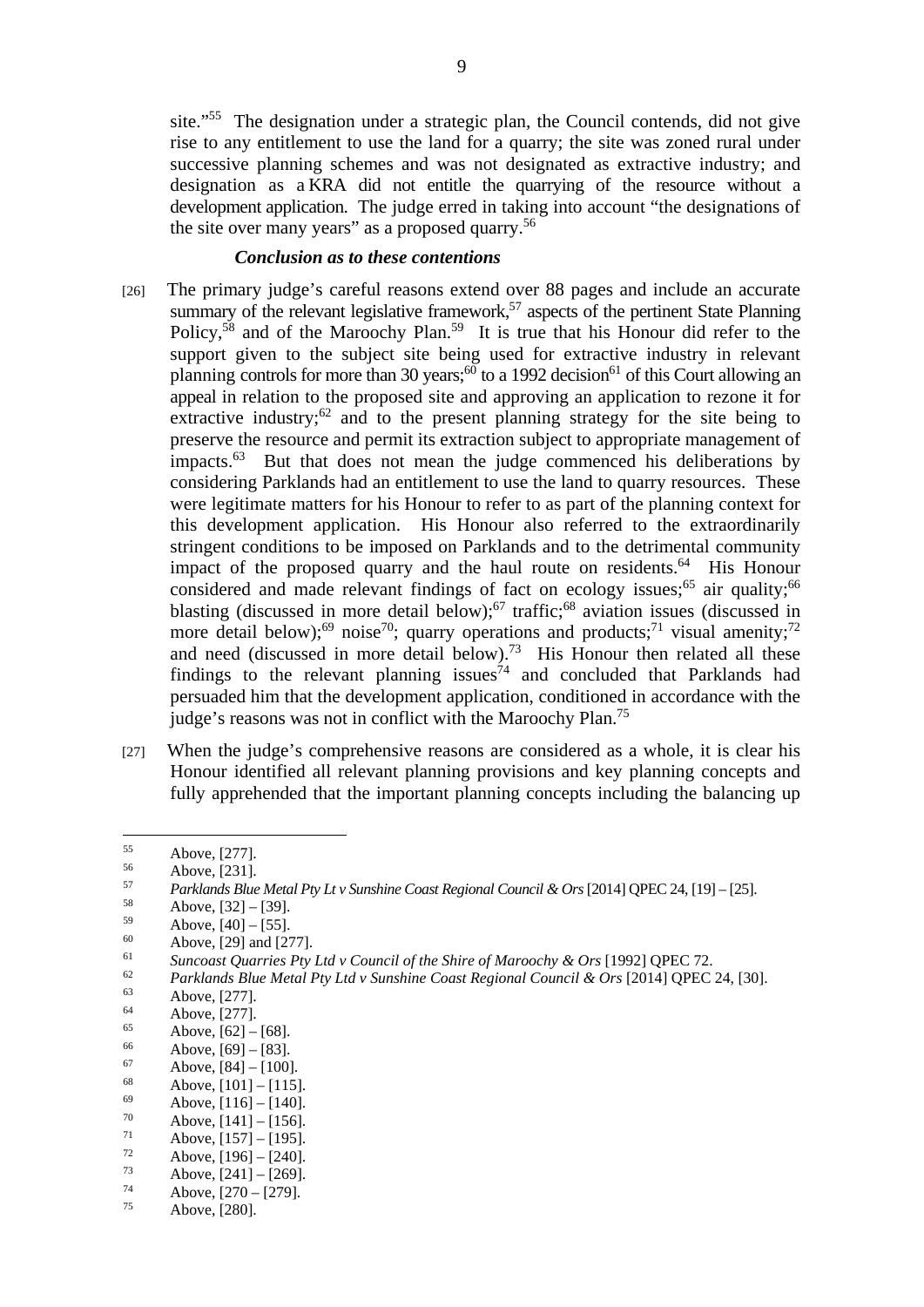site."[55] The designation under a strategic plan, the Council contends, did not give rise to any entitlement to use the land for a quarry; the site was zoned rural under successive planning schemes and was not designated as extractive industry; and designation as a KRA did not entitle the quarrying of the resource without a development application. The judge erred in taking into account "the designations of the site over many years" as a proposed quarry.[56]

### *Conclusion as to these contentions*

[26] The primary judge's careful reasons extend over 88 pages and include an accurate summary of the relevant legislative framework,[57] aspects of the pertinent State Planning Policy,[58] and of the Maroochy Plan.[59] It is true that his Honour did refer to the support given to the subject site being used for extractive industry in relevant planning controls for more than 30 years;[60] to a 1992 decision[61] of this Court allowing an appeal in relation to the proposed site and approving an application to rezone it for extractive industry;[62] and to the present planning strategy for the site being to preserve the resource and permit its extraction subject to appropriate management of impacts.[63] But that does not mean the judge commenced his deliberations by considering Parklands had an entitlement to use the land to quarry resources. These were legitimate matters for his Honour to refer to as part of the planning context for this development application. His Honour also referred to the extraordinarily stringent conditions to be imposed on Parklands and to the detrimental community impact of the proposed quarry and the haul route on residents.[64] His Honour considered and made relevant findings of fact on ecology issues;[65] air quality;[66] blasting (discussed in more detail below);[67] traffic;[68] aviation issues (discussed in more detail below);[69] noise[70]; quarry operations and products;[71] visual amenity;[72] and need (discussed in more detail below).[73] His Honour then related all these findings to the relevant planning issues[74] and concluded that Parklands had persuaded him that the development application, conditioned in accordance with the judge's reasons was not in conflict with the Maroochy Plan.[75]

[27] When the judge's comprehensive reasons are considered as a whole, it is clear his Honour identified all relevant planning provisions and key planning concepts and fully apprehended that the important planning concepts including the balancing up

---

[55] Above, [277].
[56] Above, [231].
[57] *Parklands Blue Metal Pty Lt v Sunshine Coast Regional Council & Ors* [2014] QPEC 24, [19] – [25].
[58] Above, [32] – [39].
[59] Above, [40] – [55].
[60] Above, [29] and [277].
[61] *Suncoast Quarries Pty Ltd v Council of the Shire of Maroochy & Ors* [1992] QPEC 72.
[62] *Parklands Blue Metal Pty Ltd v Sunshine Coast Regional Council & Ors* [2014] QPEC 24, [30].
[63] Above, [277].
[64] Above, [277].
[65] Above, [62] – [68].
[66] Above, [69] – [83].
[67] Above, [84] – [100].
[68] Above, [101] – [115].
[69] Above, [116] – [140].
[70] Above, [141] – [156].
[71] Above, [157] – [195].
[72] Above, [196] – [240].
[73] Above, [241] – [269].
[74] Above, [270 – [279].
[75] Above, [280].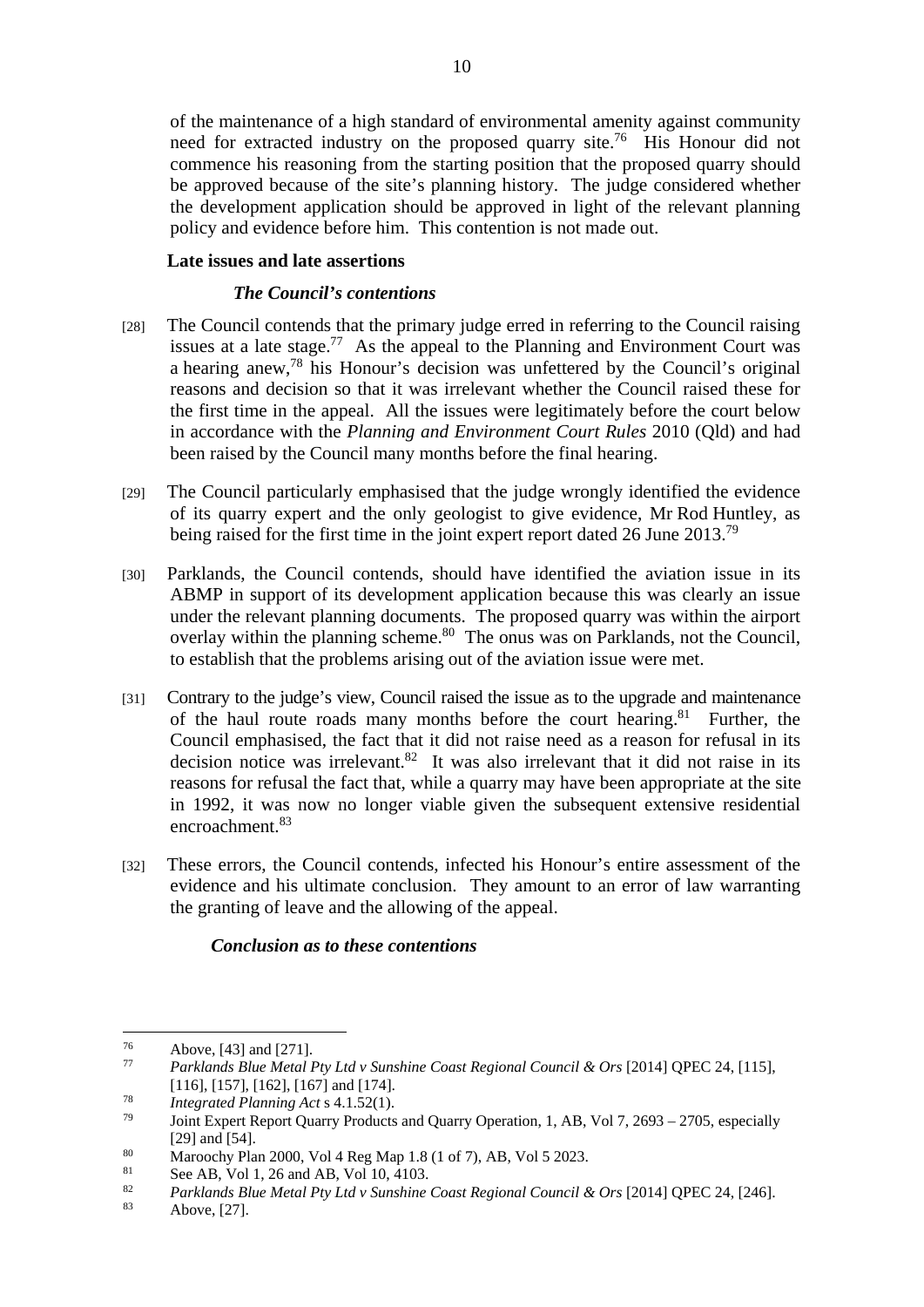of the maintenance of a high standard of environmental amenity against community need for extracted industry on the proposed quarry site.[76] His Honour did not commence his reasoning from the starting position that the proposed quarry should be approved because of the site's planning history. The judge considered whether the development application should be approved in light of the relevant planning policy and evidence before him. This contention is not made out.

### Late issues and late assertions

#### *The Council's contentions*

[28] The Council contends that the primary judge erred in referring to the Council raising issues at a late stage.[77] As the appeal to the Planning and Environment Court was a hearing anew,[78] his Honour's decision was unfettered by the Council's original reasons and decision so that it was irrelevant whether the Council raised these for the first time in the appeal. All the issues were legitimately before the court below in accordance with the *Planning and Environment Court Rules* 2010 (Qld) and had been raised by the Council many months before the final hearing.

[29] The Council particularly emphasised that the judge wrongly identified the evidence of its quarry expert and the only geologist to give evidence, Mr Rod Huntley, as being raised for the first time in the joint expert report dated 26 June 2013.[79]

[30] Parklands, the Council contends, should have identified the aviation issue in its ABMP in support of its development application because this was clearly an issue under the relevant planning documents. The proposed quarry was within the airport overlay within the planning scheme.[80] The onus was on Parklands, not the Council, to establish that the problems arising out of the aviation issue were met.

[31] Contrary to the judge's view, Council raised the issue as to the upgrade and maintenance of the haul route roads many months before the court hearing.[81] Further, the Council emphasised, the fact that it did not raise need as a reason for refusal in its decision notice was irrelevant.[82] It was also irrelevant that it did not raise in its reasons for refusal the fact that, while a quarry may have been appropriate at the site in 1992, it was now no longer viable given the subsequent extensive residential encroachment.[83]

[32] These errors, the Council contends, infected his Honour's entire assessment of the evidence and his ultimate conclusion. They amount to an error of law warranting the granting of leave and the allowing of the appeal.

#### *Conclusion as to these contentions*

---

[76] Above, [43] and [271].

[77] *Parklands Blue Metal Pty Ltd v Sunshine Coast Regional Council & Ors* [2014] QPEC 24, [115], [116], [157], [162], [167] and [174].

[78] *Integrated Planning Act* s 4.1.52(1).

[79] Joint Expert Report Quarry Products and Quarry Operation, 1, AB, Vol 7, 2693 – 2705, especially [29] and [54].

[80] Maroochy Plan 2000, Vol 4 Reg Map 1.8 (1 of 7), AB, Vol 5 2023.

[81] See AB, Vol 1, 26 and AB, Vol 10, 4103.

[82] *Parklands Blue Metal Pty Ltd v Sunshine Coast Regional Council & Ors* [2014] QPEC 24, [246].

[83] Above, [27].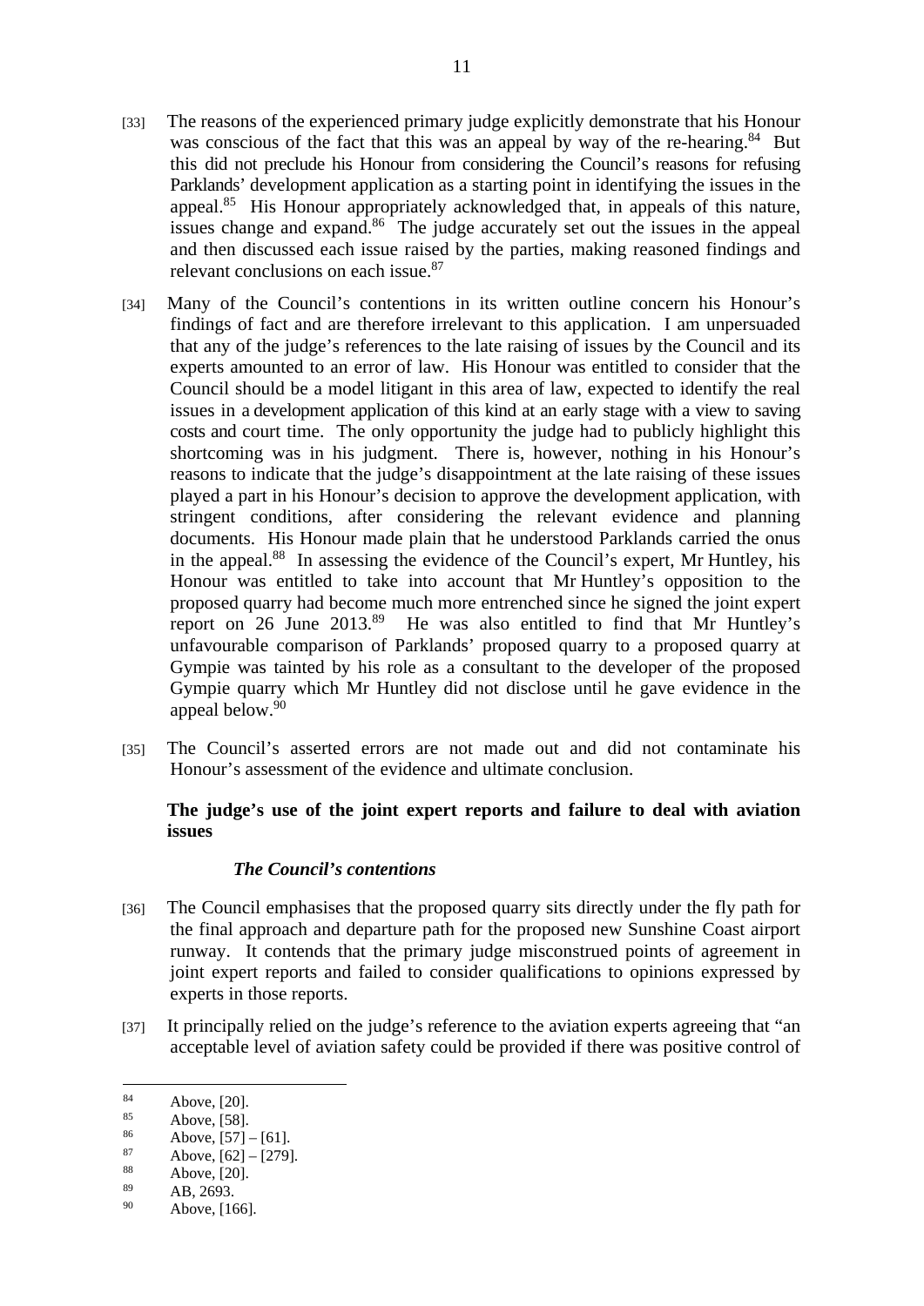[33] The reasons of the experienced primary judge explicitly demonstrate that his Honour was conscious of the fact that this was an appeal by way of the re-hearing.[84] But this did not preclude his Honour from considering the Council's reasons for refusing Parklands' development application as a starting point in identifying the issues in the appeal.[85] His Honour appropriately acknowledged that, in appeals of this nature, issues change and expand.[86] The judge accurately set out the issues in the appeal and then discussed each issue raised by the parties, making reasoned findings and relevant conclusions on each issue.[87]

[34] Many of the Council's contentions in its written outline concern his Honour's findings of fact and are therefore irrelevant to this application. I am unpersuaded that any of the judge's references to the late raising of issues by the Council and its experts amounted to an error of law. His Honour was entitled to consider that the Council should be a model litigant in this area of law, expected to identify the real issues in a development application of this kind at an early stage with a view to saving costs and court time. The only opportunity the judge had to publicly highlight this shortcoming was in his judgment. There is, however, nothing in his Honour's reasons to indicate that the judge's disappointment at the late raising of these issues played a part in his Honour's decision to approve the development application, with stringent conditions, after considering the relevant evidence and planning documents. His Honour made plain that he understood Parklands carried the onus in the appeal.[88] In assessing the evidence of the Council's expert, Mr Huntley, his Honour was entitled to take into account that Mr Huntley's opposition to the proposed quarry had become much more entrenched since he signed the joint expert report on 26 June 2013.[89] He was also entitled to find that Mr Huntley's unfavourable comparison of Parklands' proposed quarry to a proposed quarry at Gympie was tainted by his role as a consultant to the developer of the proposed Gympie quarry which Mr Huntley did not disclose until he gave evidence in the appeal below.[90]

[35] The Council's asserted errors are not made out and did not contaminate his Honour's assessment of the evidence and ultimate conclusion.

**The judge's use of the joint expert reports and failure to deal with aviation issues**

***The Council's contentions***

[36] The Council emphasises that the proposed quarry sits directly under the fly path for the final approach and departure path for the proposed new Sunshine Coast airport runway. It contends that the primary judge misconstrued points of agreement in joint expert reports and failed to consider qualifications to opinions expressed by experts in those reports.

[37] It principally relied on the judge's reference to the aviation experts agreeing that "an acceptable level of aviation safety could be provided if there was positive control of

---

[84] Above, [20].
[85] Above, [58].
[86] Above, [57] – [61].
[87] Above, [62] – [279].
[88] Above, [20].
[89] AB, 2693.
[90] Above, [166].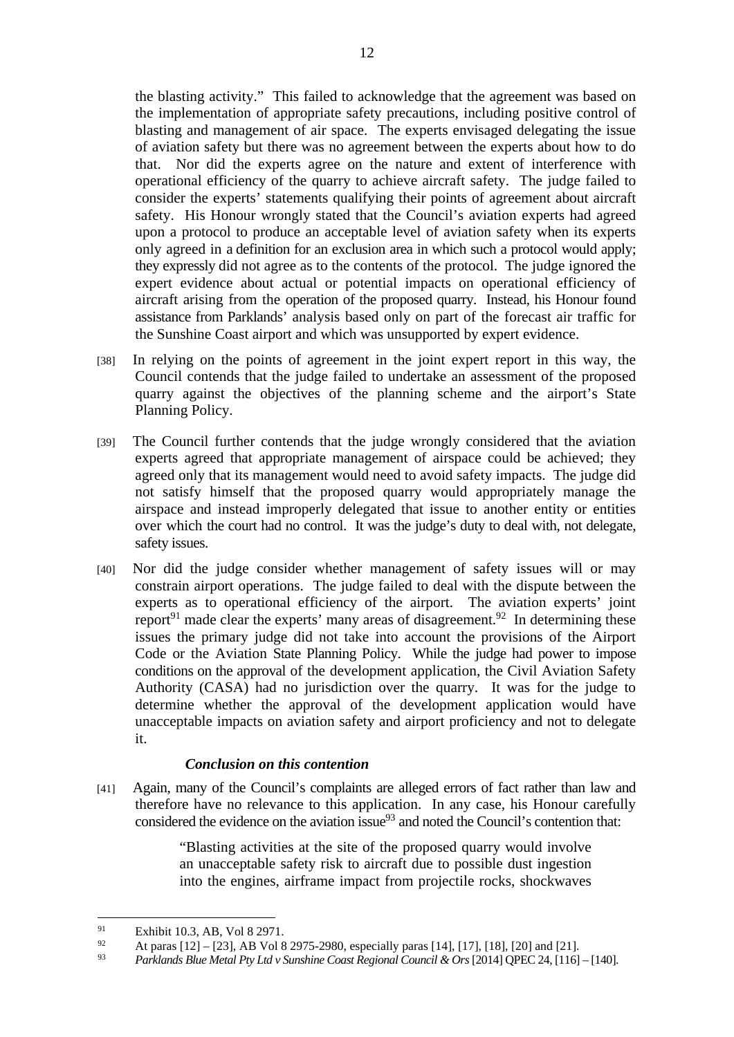the blasting activity." This failed to acknowledge that the agreement was based on the implementation of appropriate safety precautions, including positive control of blasting and management of air space. The experts envisaged delegating the issue of aviation safety but there was no agreement between the experts about how to do that. Nor did the experts agree on the nature and extent of interference with operational efficiency of the quarry to achieve aircraft safety. The judge failed to consider the experts' statements qualifying their points of agreement about aircraft safety. His Honour wrongly stated that the Council's aviation experts had agreed upon a protocol to produce an acceptable level of aviation safety when its experts only agreed in a definition for an exclusion area in which such a protocol would apply; they expressly did not agree as to the contents of the protocol. The judge ignored the expert evidence about actual or potential impacts on operational efficiency of aircraft arising from the operation of the proposed quarry. Instead, his Honour found assistance from Parklands' analysis based only on part of the forecast air traffic for the Sunshine Coast airport and which was unsupported by expert evidence.

[38] In relying on the points of agreement in the joint expert report in this way, the Council contends that the judge failed to undertake an assessment of the proposed quarry against the objectives of the planning scheme and the airport's State Planning Policy.

[39] The Council further contends that the judge wrongly considered that the aviation experts agreed that appropriate management of airspace could be achieved; they agreed only that its management would need to avoid safety impacts. The judge did not satisfy himself that the proposed quarry would appropriately manage the airspace and instead improperly delegated that issue to another entity or entities over which the court had no control. It was the judge's duty to deal with, not delegate, safety issues.

[40] Nor did the judge consider whether management of safety issues will or may constrain airport operations. The judge failed to deal with the dispute between the experts as to operational efficiency of the airport. The aviation experts' joint report[91] made clear the experts' many areas of disagreement.[92] In determining these issues the primary judge did not take into account the provisions of the Airport Code or the Aviation State Planning Policy. While the judge had power to impose conditions on the approval of the development application, the Civil Aviation Safety Authority (CASA) had no jurisdiction over the quarry. It was for the judge to determine whether the approval of the development application would have unacceptable impacts on aviation safety and airport proficiency and not to delegate it.

#### *Conclusion on this contention*

[41] Again, many of the Council's complaints are alleged errors of fact rather than law and therefore have no relevance to this application. In any case, his Honour carefully considered the evidence on the aviation issue[93] and noted the Council's contention that:

> "Blasting activities at the site of the proposed quarry would involve an unacceptable safety risk to aircraft due to possible dust ingestion into the engines, airframe impact from projectile rocks, shockwaves

---

[91] Exhibit 10.3, AB, Vol 8 2971.

[92] At paras [12] – [23], AB Vol 8 2975-2980, especially paras [14], [17], [18], [20] and [21].

[93] *Parklands Blue Metal Pty Ltd v Sunshine Coast Regional Council & Ors* [2014] QPEC 24, [116] – [140].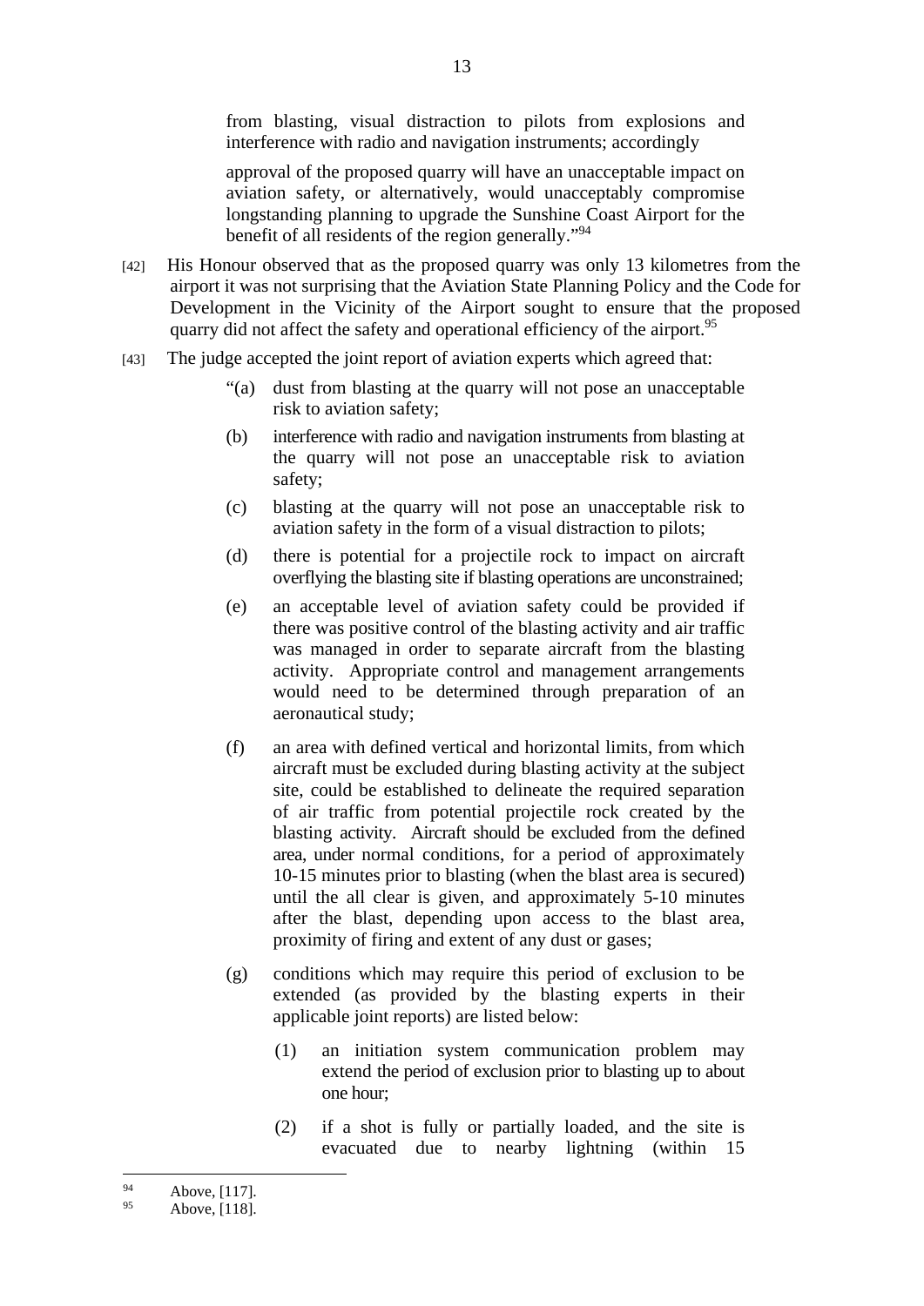from blasting, visual distraction to pilots from explosions and interference with radio and navigation instruments; accordingly

approval of the proposed quarry will have an unacceptable impact on aviation safety, or alternatively, would unacceptably compromise longstanding planning to upgrade the Sunshine Coast Airport for the benefit of all residents of the region generally."[94]

[42] His Honour observed that as the proposed quarry was only 13 kilometres from the airport it was not surprising that the Aviation State Planning Policy and the Code for Development in the Vicinity of the Airport sought to ensure that the proposed quarry did not affect the safety and operational efficiency of the airport.[95]

[43] The judge accepted the joint report of aviation experts which agreed that:

> "(a) dust from blasting at the quarry will not pose an unacceptable risk to aviation safety;
>
> (b) interference with radio and navigation instruments from blasting at the quarry will not pose an unacceptable risk to aviation safety;
>
> (c) blasting at the quarry will not pose an unacceptable risk to aviation safety in the form of a visual distraction to pilots;
>
> (d) there is potential for a projectile rock to impact on aircraft overflying the blasting site if blasting operations are unconstrained;
>
> (e) an acceptable level of aviation safety could be provided if there was positive control of the blasting activity and air traffic was managed in order to separate aircraft from the blasting activity. Appropriate control and management arrangements would need to be determined through preparation of an aeronautical study;
>
> (f) an area with defined vertical and horizontal limits, from which aircraft must be excluded during blasting activity at the subject site, could be established to delineate the required separation of air traffic from potential projectile rock created by the blasting activity. Aircraft should be excluded from the defined area, under normal conditions, for a period of approximately 10-15 minutes prior to blasting (when the blast area is secured) until the all clear is given, and approximately 5-10 minutes after the blast, depending upon access to the blast area, proximity of firing and extent of any dust or gases;
>
> (g) conditions which may require this period of exclusion to be extended (as provided by the blasting experts in their applicable joint reports) are listed below:
>
> (1) an initiation system communication problem may extend the period of exclusion prior to blasting up to about one hour;
>
> (2) if a shot is fully or partially loaded, and the site is evacuated due to nearby lightning (within 15

---

[94] Above, [117].

[95] Above, [118].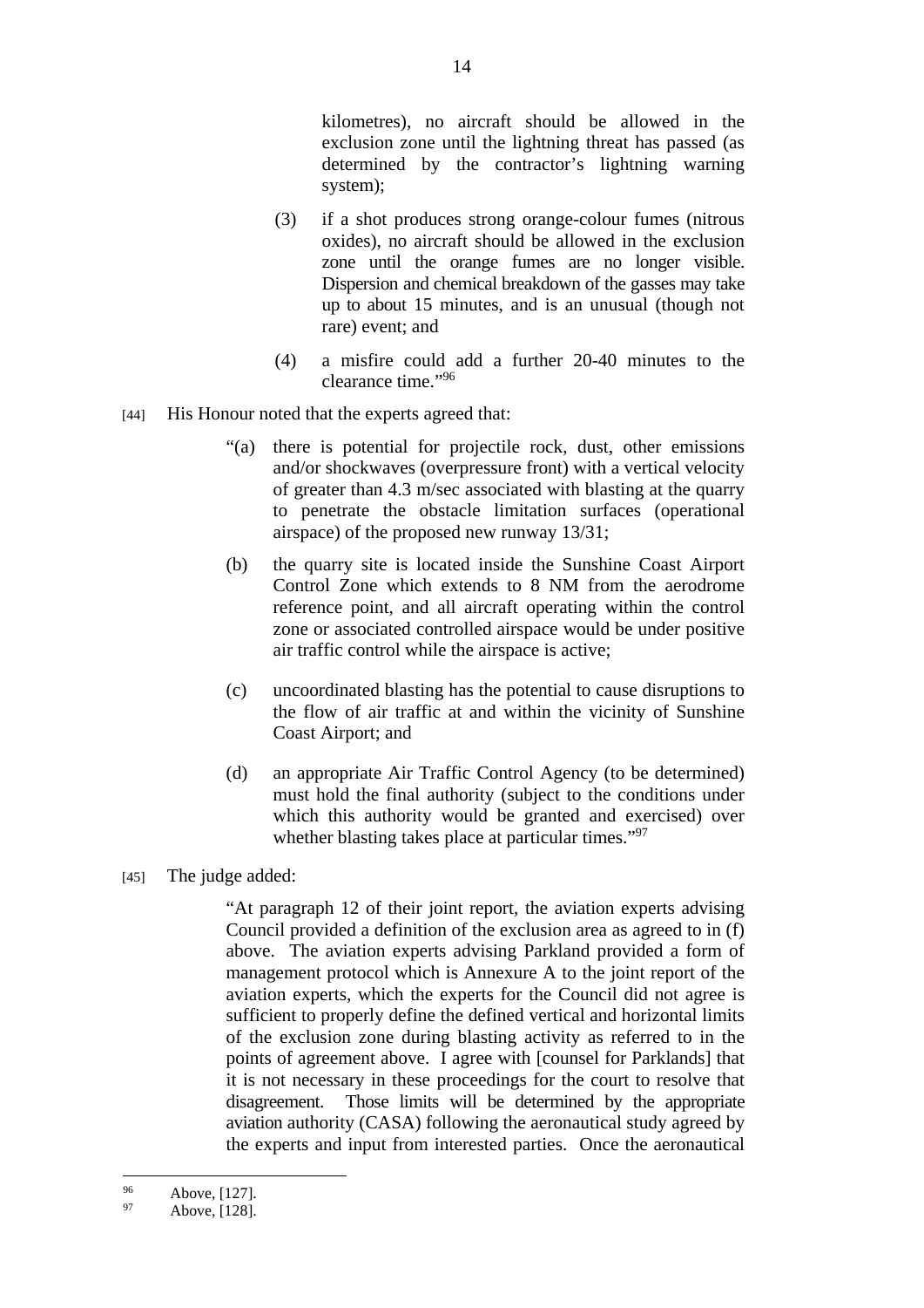kilometres), no aircraft should be allowed in the exclusion zone until the lightning threat has passed (as determined by the contractor's lightning warning system);

(3) if a shot produces strong orange-colour fumes (nitrous oxides), no aircraft should be allowed in the exclusion zone until the orange fumes are no longer visible. Dispersion and chemical breakdown of the gasses may take up to about 15 minutes, and is an unusual (though not rare) event; and

(4) a misfire could add a further 20-40 minutes to the clearance time."[96]

[44] His Honour noted that the experts agreed that:

> "(a) there is potential for projectile rock, dust, other emissions and/or shockwaves (overpressure front) with a vertical velocity of greater than 4.3 m/sec associated with blasting at the quarry to penetrate the obstacle limitation surfaces (operational airspace) of the proposed new runway 13/31;
>
> (b) the quarry site is located inside the Sunshine Coast Airport Control Zone which extends to 8 NM from the aerodrome reference point, and all aircraft operating within the control zone or associated controlled airspace would be under positive air traffic control while the airspace is active;
>
> (c) uncoordinated blasting has the potential to cause disruptions to the flow of air traffic at and within the vicinity of Sunshine Coast Airport; and
>
> (d) an appropriate Air Traffic Control Agency (to be determined) must hold the final authority (subject to the conditions under which this authority would be granted and exercised) over whether blasting takes place at particular times."[97]

[45] The judge added:

> "At paragraph 12 of their joint report, the aviation experts advising Council provided a definition of the exclusion area as agreed to in (f) above. The aviation experts advising Parkland provided a form of management protocol which is Annexure A to the joint report of the aviation experts, which the experts for the Council did not agree is sufficient to properly define the defined vertical and horizontal limits of the exclusion zone during blasting activity as referred to in the points of agreement above. I agree with [counsel for Parklands] that it is not necessary in these proceedings for the court to resolve that disagreement. Those limits will be determined by the appropriate aviation authority (CASA) following the aeronautical study agreed by the experts and input from interested parties. Once the aeronautical

---

[96] Above, [127].

[97] Above, [128].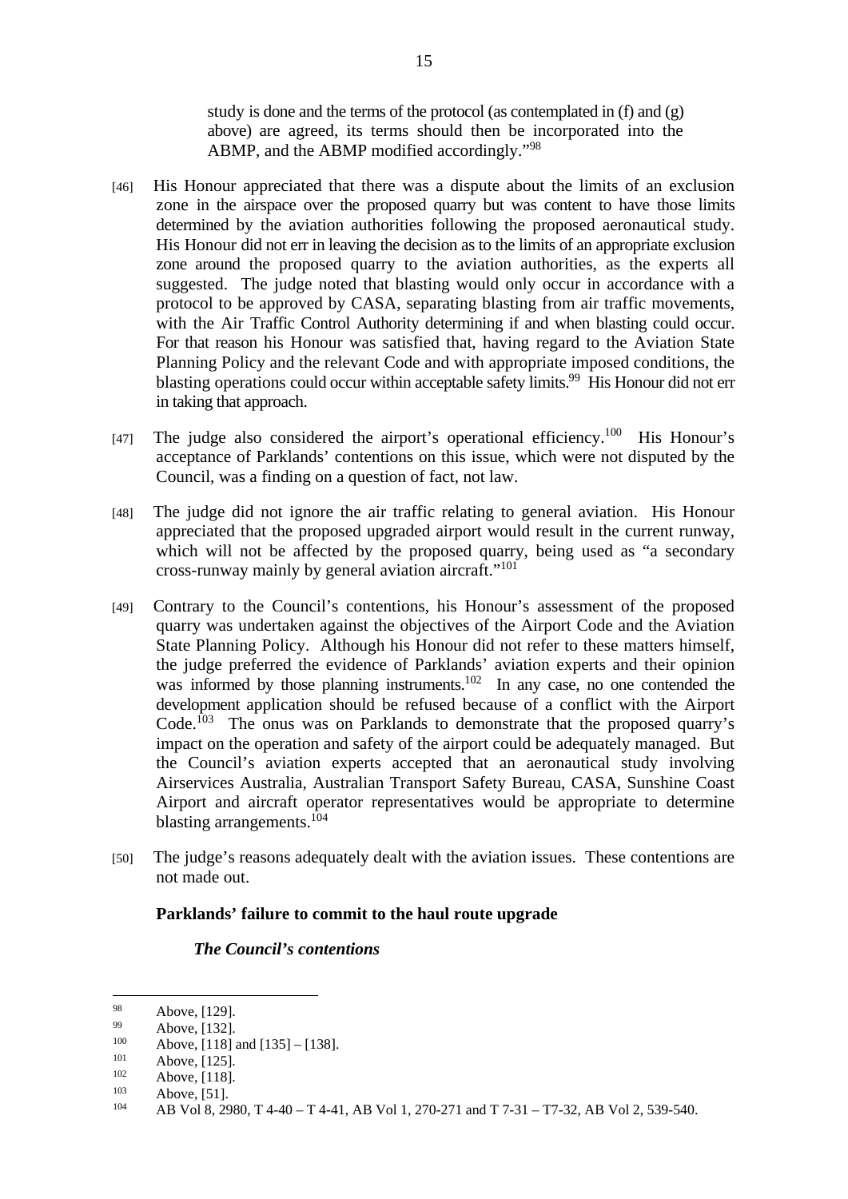> study is done and the terms of the protocol (as contemplated in (f) and (g) above) are agreed, its terms should then be incorporated into the ABMP, and the ABMP modified accordingly."[98]

[46] His Honour appreciated that there was a dispute about the limits of an exclusion zone in the airspace over the proposed quarry but was content to have those limits determined by the aviation authorities following the proposed aeronautical study. His Honour did not err in leaving the decision as to the limits of an appropriate exclusion zone around the proposed quarry to the aviation authorities, as the experts all suggested. The judge noted that blasting would only occur in accordance with a protocol to be approved by CASA, separating blasting from air traffic movements, with the Air Traffic Control Authority determining if and when blasting could occur. For that reason his Honour was satisfied that, having regard to the Aviation State Planning Policy and the relevant Code and with appropriate imposed conditions, the blasting operations could occur within acceptable safety limits.[99] His Honour did not err in taking that approach.

[47] The judge also considered the airport's operational efficiency.[100] His Honour's acceptance of Parklands' contentions on this issue, which were not disputed by the Council, was a finding on a question of fact, not law.

[48] The judge did not ignore the air traffic relating to general aviation. His Honour appreciated that the proposed upgraded airport would result in the current runway, which will not be affected by the proposed quarry, being used as "a secondary cross-runway mainly by general aviation aircraft."[101]

[49] Contrary to the Council's contentions, his Honour's assessment of the proposed quarry was undertaken against the objectives of the Airport Code and the Aviation State Planning Policy. Although his Honour did not refer to these matters himself, the judge preferred the evidence of Parklands' aviation experts and their opinion was informed by those planning instruments.[102] In any case, no one contended the development application should be refused because of a conflict with the Airport Code.[103] The onus was on Parklands to demonstrate that the proposed quarry's impact on the operation and safety of the airport could be adequately managed. But the Council's aviation experts accepted that an aeronautical study involving Airservices Australia, Australian Transport Safety Bureau, CASA, Sunshine Coast Airport and aircraft operator representatives would be appropriate to determine blasting arrangements.[104]

[50] The judge's reasons adequately dealt with the aviation issues. These contentions are not made out.

**Parklands' failure to commit to the haul route upgrade**

***The Council's contentions***

---

[98] Above, [129].
[99] Above, [132].
[100] Above, [118] and [135] – [138].
[101] Above, [125].
[102] Above, [118].
[103] Above, [51].
[104] AB Vol 8, 2980, T 4-40 – T 4-41, AB Vol 1, 270-271 and T 7-31 – T7-32, AB Vol 2, 539-540.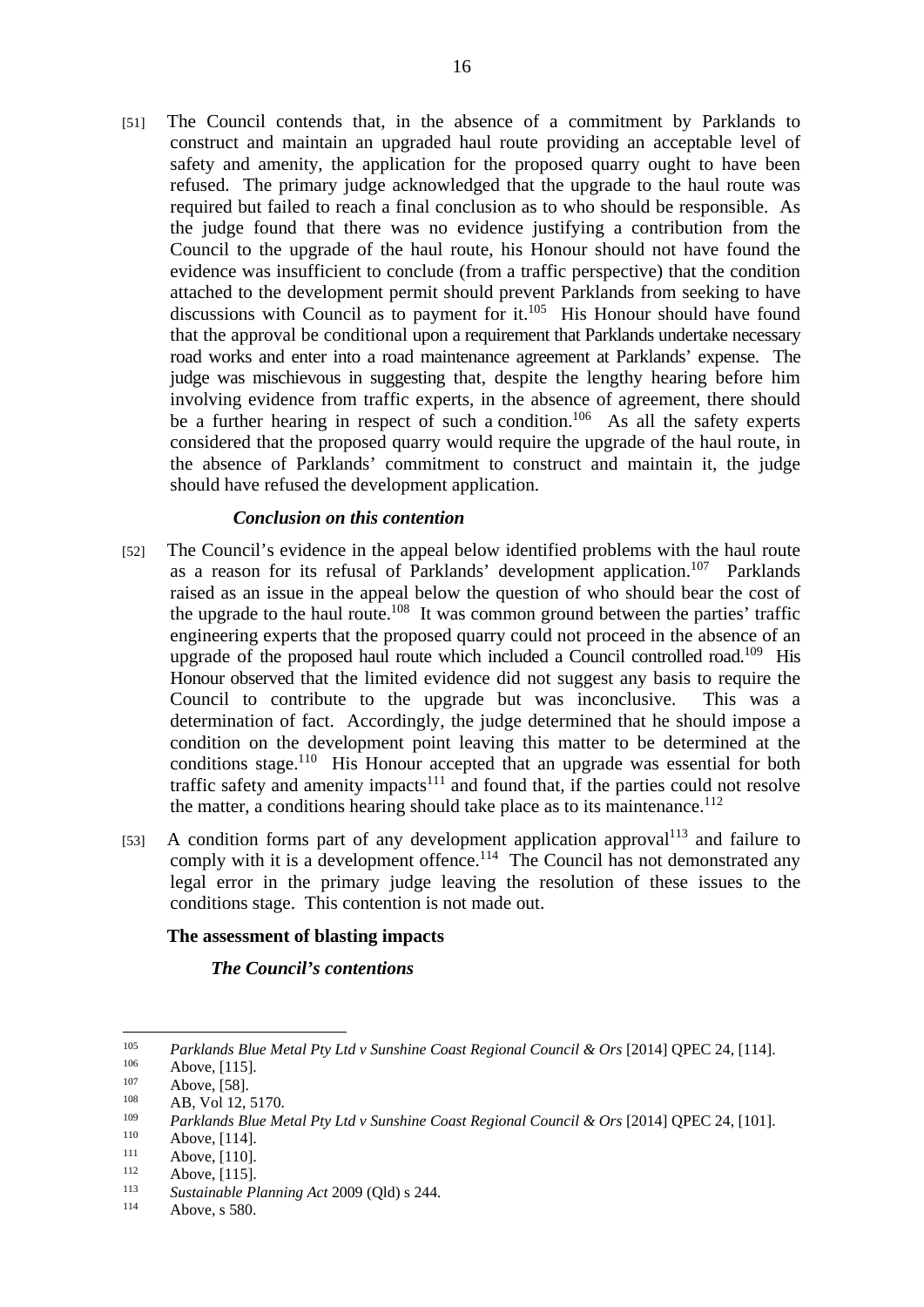[51] The Council contends that, in the absence of a commitment by Parklands to construct and maintain an upgraded haul route providing an acceptable level of safety and amenity, the application for the proposed quarry ought to have been refused. The primary judge acknowledged that the upgrade to the haul route was required but failed to reach a final conclusion as to who should be responsible. As the judge found that there was no evidence justifying a contribution from the Council to the upgrade of the haul route, his Honour should not have found the evidence was insufficient to conclude (from a traffic perspective) that the condition attached to the development permit should prevent Parklands from seeking to have discussions with Council as to payment for it.[105] His Honour should have found that the approval be conditional upon a requirement that Parklands undertake necessary road works and enter into a road maintenance agreement at Parklands' expense. The judge was mischievous in suggesting that, despite the lengthy hearing before him involving evidence from traffic experts, in the absence of agreement, there should be a further hearing in respect of such a condition.[106] As all the safety experts considered that the proposed quarry would require the upgrade of the haul route, in the absence of Parklands' commitment to construct and maintain it, the judge should have refused the development application.

*Conclusion on this contention*

[52] The Council's evidence in the appeal below identified problems with the haul route as a reason for its refusal of Parklands' development application.[107] Parklands raised as an issue in the appeal below the question of who should bear the cost of the upgrade to the haul route.[108] It was common ground between the parties' traffic engineering experts that the proposed quarry could not proceed in the absence of an upgrade of the proposed haul route which included a Council controlled road.[109] His Honour observed that the limited evidence did not suggest any basis to require the Council to contribute to the upgrade but was inconclusive. This was a determination of fact. Accordingly, the judge determined that he should impose a condition on the development point leaving this matter to be determined at the conditions stage.[110] His Honour accepted that an upgrade was essential for both traffic safety and amenity impacts[111] and found that, if the parties could not resolve the matter, a conditions hearing should take place as to its maintenance.[112]

[53] A condition forms part of any development application approval[113] and failure to comply with it is a development offence.[114] The Council has not demonstrated any legal error in the primary judge leaving the resolution of these issues to the conditions stage. This contention is not made out.

**The assessment of blasting impacts**

***The Council's contentions***

---

[105] *Parklands Blue Metal Pty Ltd v Sunshine Coast Regional Council & Ors* [2014] QPEC 24, [114].
[106] Above, [115].
[107] Above, [58].
[108] AB, Vol 12, 5170.
[109] *Parklands Blue Metal Pty Ltd v Sunshine Coast Regional Council & Ors* [2014] QPEC 24, [101].
[110] Above, [114].
[111] Above, [110].
[112] Above, [115].
[113] *Sustainable Planning Act* 2009 (Qld) s 244.
[114] Above, s 580.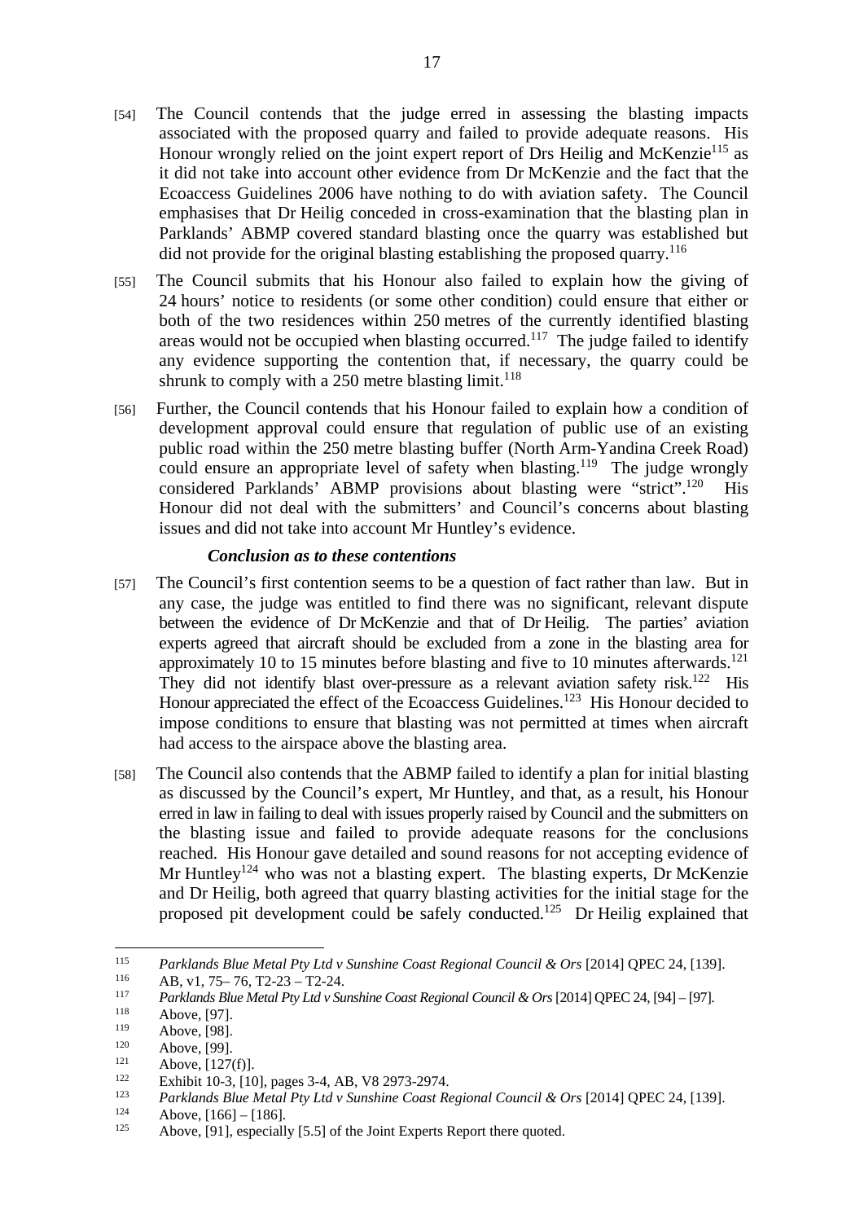[54] The Council contends that the judge erred in assessing the blasting impacts associated with the proposed quarry and failed to provide adequate reasons. His Honour wrongly relied on the joint expert report of Drs Heilig and McKenzie[115] as it did not take into account other evidence from Dr McKenzie and the fact that the Ecoaccess Guidelines 2006 have nothing to do with aviation safety. The Council emphasises that Dr Heilig conceded in cross-examination that the blasting plan in Parklands' ABMP covered standard blasting once the quarry was established but did not provide for the original blasting establishing the proposed quarry.[116]

[55] The Council submits that his Honour also failed to explain how the giving of 24 hours' notice to residents (or some other condition) could ensure that either or both of the two residences within 250 metres of the currently identified blasting areas would not be occupied when blasting occurred.[117] The judge failed to identify any evidence supporting the contention that, if necessary, the quarry could be shrunk to comply with a 250 metre blasting limit.[118]

[56] Further, the Council contends that his Honour failed to explain how a condition of development approval could ensure that regulation of public use of an existing public road within the 250 metre blasting buffer (North Arm-Yandina Creek Road) could ensure an appropriate level of safety when blasting.[119] The judge wrongly considered Parklands' ABMP provisions about blasting were "strict".[120] His Honour did not deal with the submitters' and Council's concerns about blasting issues and did not take into account Mr Huntley's evidence.

### *Conclusion as to these contentions*

[57] The Council's first contention seems to be a question of fact rather than law. But in any case, the judge was entitled to find there was no significant, relevant dispute between the evidence of Dr McKenzie and that of Dr Heilig. The parties' aviation experts agreed that aircraft should be excluded from a zone in the blasting area for approximately 10 to 15 minutes before blasting and five to 10 minutes afterwards.[121] They did not identify blast over-pressure as a relevant aviation safety risk.[122] His Honour appreciated the effect of the Ecoaccess Guidelines.[123] His Honour decided to impose conditions to ensure that blasting was not permitted at times when aircraft had access to the airspace above the blasting area.

[58] The Council also contends that the ABMP failed to identify a plan for initial blasting as discussed by the Council's expert, Mr Huntley, and that, as a result, his Honour erred in law in failing to deal with issues properly raised by Council and the submitters on the blasting issue and failed to provide adequate reasons for the conclusions reached. His Honour gave detailed and sound reasons for not accepting evidence of Mr Huntley[124] who was not a blasting expert. The blasting experts, Dr McKenzie and Dr Heilig, both agreed that quarry blasting activities for the initial stage for the proposed pit development could be safely conducted.[125] Dr Heilig explained that

---

[115] *Parklands Blue Metal Pty Ltd v Sunshine Coast Regional Council & Ors* [2014] QPEC 24, [139].

[116] AB, v1, 75– 76, T2-23 – T2-24.

[117] *Parklands Blue Metal Pty Ltd v Sunshine Coast Regional Council & Ors* [2014] QPEC 24, [94] – [97].

[118] Above, [97].

[119] Above, [98].

[120] Above, [99].

[121] Above, [127(f)].

[122] Exhibit 10-3, [10], pages 3-4, AB, V8 2973-2974.

[123] *Parklands Blue Metal Pty Ltd v Sunshine Coast Regional Council & Ors* [2014] QPEC 24, [139].

[124] Above, [166] – [186].

[125] Above, [91], especially [5.5] of the Joint Experts Report there quoted.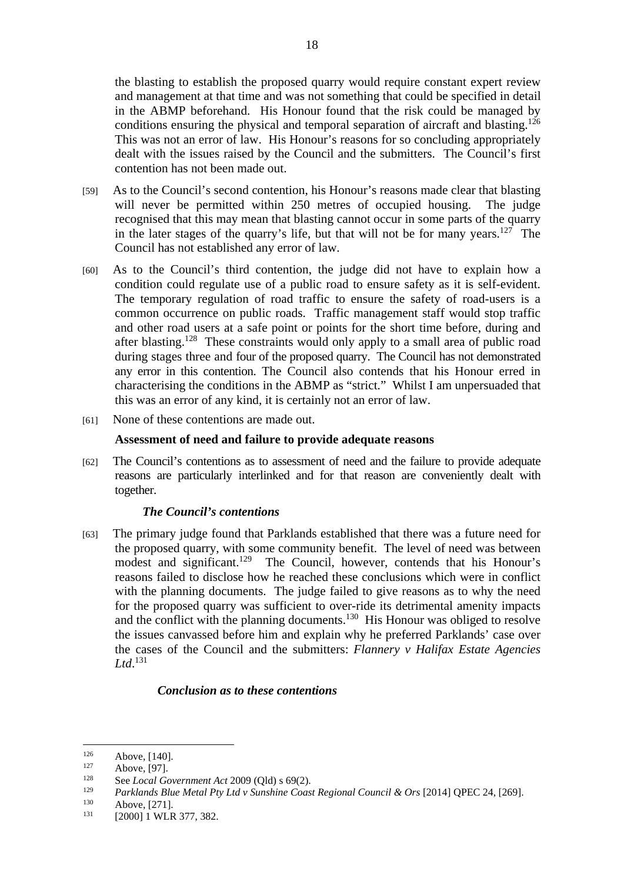the blasting to establish the proposed quarry would require constant expert review and management at that time and was not something that could be specified in detail in the ABMP beforehand. His Honour found that the risk could be managed by conditions ensuring the physical and temporal separation of aircraft and blasting.[126] This was not an error of law. His Honour's reasons for so concluding appropriately dealt with the issues raised by the Council and the submitters. The Council's first contention has not been made out.

[59] As to the Council's second contention, his Honour's reasons made clear that blasting will never be permitted within 250 metres of occupied housing. The judge recognised that this may mean that blasting cannot occur in some parts of the quarry in the later stages of the quarry's life, but that will not be for many years.[127] The Council has not established any error of law.

[60] As to the Council's third contention, the judge did not have to explain how a condition could regulate use of a public road to ensure safety as it is self-evident. The temporary regulation of road traffic to ensure the safety of road-users is a common occurrence on public roads. Traffic management staff would stop traffic and other road users at a safe point or points for the short time before, during and after blasting.[128] These constraints would only apply to a small area of public road during stages three and four of the proposed quarry. The Council has not demonstrated any error in this contention. The Council also contends that his Honour erred in characterising the conditions in the ABMP as "strict." Whilst I am unpersuaded that this was an error of any kind, it is certainly not an error of law.

[61] None of these contentions are made out.

**Assessment of need and failure to provide adequate reasons**

[62] The Council's contentions as to assessment of need and the failure to provide adequate reasons are particularly interlinked and for that reason are conveniently dealt with together.

***The Council's contentions***

[63] The primary judge found that Parklands established that there was a future need for the proposed quarry, with some community benefit. The level of need was between modest and significant.[129] The Council, however, contends that his Honour's reasons failed to disclose how he reached these conclusions which were in conflict with the planning documents. The judge failed to give reasons as to why the need for the proposed quarry was sufficient to over-ride its detrimental amenity impacts and the conflict with the planning documents.[130] His Honour was obliged to resolve the issues canvassed before him and explain why he preferred Parklands' case over the cases of the Council and the submitters: *Flannery v Halifax Estate Agencies Ltd*.[131]

***Conclusion as to these contentions***

---

[126] Above, [140].

[127] Above, [97].

[128] See *Local Government Act* 2009 (Qld) s 69(2).

[129] *Parklands Blue Metal Pty Ltd v Sunshine Coast Regional Council & Ors* [2014] QPEC 24, [269].

[130] Above, [271].

[131] [2000] 1 WLR 377, 382.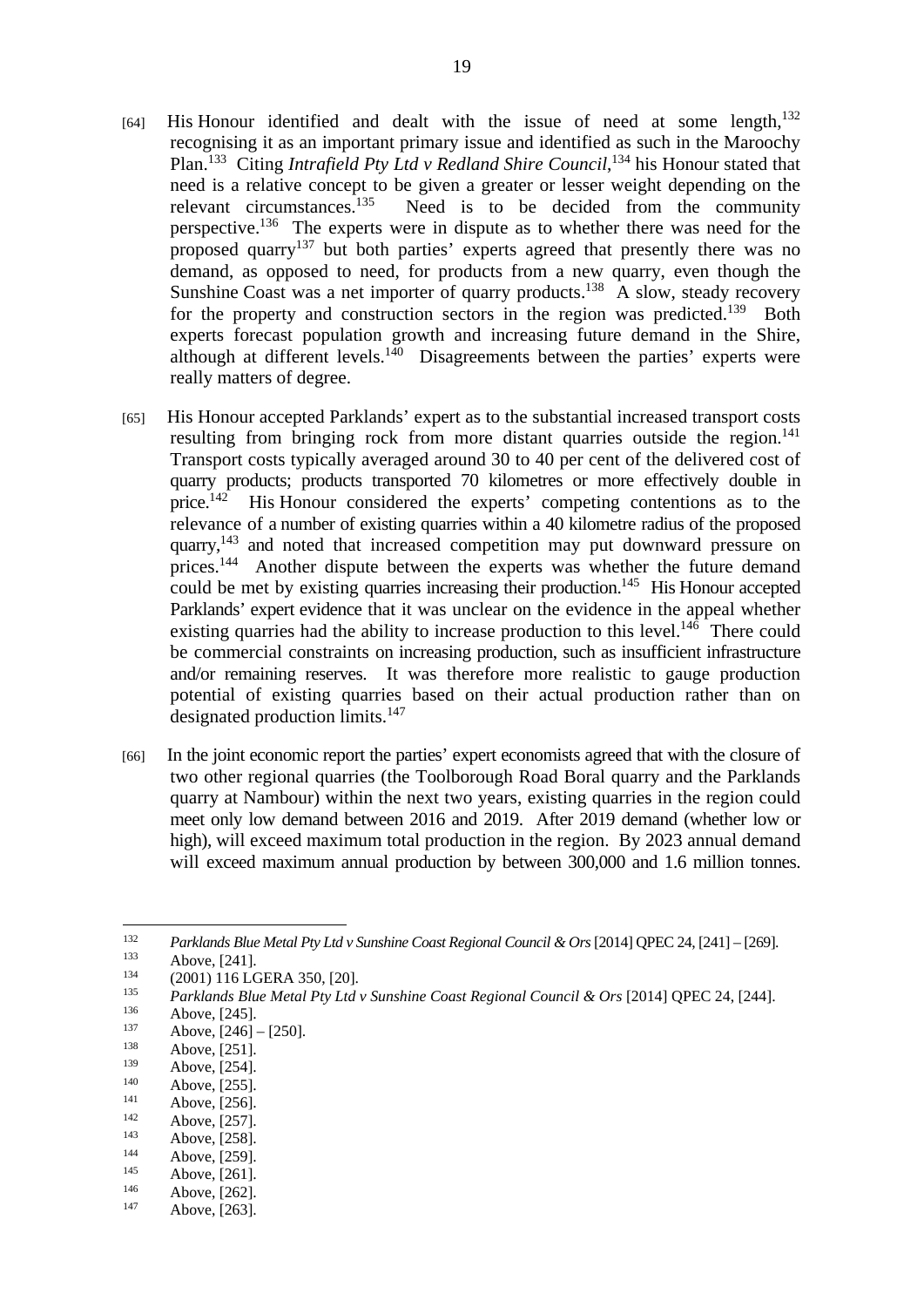[64] His Honour identified and dealt with the issue of need at some length,[132] recognising it as an important primary issue and identified as such in the Maroochy Plan.[133] Citing *Intrafield Pty Ltd v Redland Shire Council*,[134] his Honour stated that need is a relative concept to be given a greater or lesser weight depending on the relevant circumstances.[135] Need is to be decided from the community perspective.[136] The experts were in dispute as to whether there was need for the proposed quarry[137] but both parties' experts agreed that presently there was no demand, as opposed to need, for products from a new quarry, even though the Sunshine Coast was a net importer of quarry products.[138] A slow, steady recovery for the property and construction sectors in the region was predicted.[139] Both experts forecast population growth and increasing future demand in the Shire, although at different levels.[140] Disagreements between the parties' experts were really matters of degree.

[65] His Honour accepted Parklands' expert as to the substantial increased transport costs resulting from bringing rock from more distant quarries outside the region.[141] Transport costs typically averaged around 30 to 40 per cent of the delivered cost of quarry products; products transported 70 kilometres or more effectively double in price.[142] His Honour considered the experts' competing contentions as to the relevance of a number of existing quarries within a 40 kilometre radius of the proposed quarry,[143] and noted that increased competition may put downward pressure on prices.[144] Another dispute between the experts was whether the future demand could be met by existing quarries increasing their production.[145] His Honour accepted Parklands' expert evidence that it was unclear on the evidence in the appeal whether existing quarries had the ability to increase production to this level.[146] There could be commercial constraints on increasing production, such as insufficient infrastructure and/or remaining reserves. It was therefore more realistic to gauge production potential of existing quarries based on their actual production rather than on designated production limits.[147]

[66] In the joint economic report the parties' expert economists agreed that with the closure of two other regional quarries (the Toolborough Road Boral quarry and the Parklands quarry at Nambour) within the next two years, existing quarries in the region could meet only low demand between 2016 and 2019. After 2019 demand (whether low or high), will exceed maximum total production in the region. By 2023 annual demand will exceed maximum annual production by between 300,000 and 1.6 million tonnes.

---

[132] *Parklands Blue Metal Pty Ltd v Sunshine Coast Regional Council & Ors* [2014] QPEC 24, [241] – [269].

[133] Above, [241].

[134] (2001) 116 LGERA 350, [20].

[135] *Parklands Blue Metal Pty Ltd v Sunshine Coast Regional Council & Ors* [2014] QPEC 24, [244].

[136] Above, [245].

[137] Above, [246] – [250].

[138] Above, [251].

[139] Above, [254].

[140] Above, [255].

[141] Above, [256].

[142] Above, [257].

[143] Above, [258].

[144] Above, [259].

[145] Above, [261].

[146] Above, [262].

[147] Above, [263].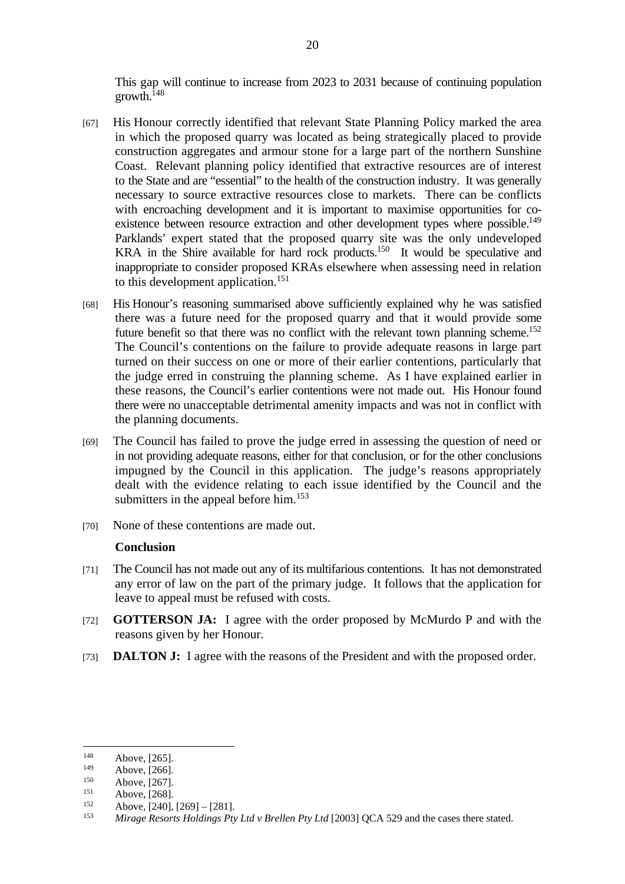This gap will continue to increase from 2023 to 2031 because of continuing population growth.[148]

[67] His Honour correctly identified that relevant State Planning Policy marked the area in which the proposed quarry was located as being strategically placed to provide construction aggregates and armour stone for a large part of the northern Sunshine Coast. Relevant planning policy identified that extractive resources are of interest to the State and are "essential" to the health of the construction industry. It was generally necessary to source extractive resources close to markets. There can be conflicts with encroaching development and it is important to maximise opportunities for co-existence between resource extraction and other development types where possible.[149] Parklands' expert stated that the proposed quarry site was the only undeveloped KRA in the Shire available for hard rock products.[150] It would be speculative and inappropriate to consider proposed KRAs elsewhere when assessing need in relation to this development application.[151]

[68] His Honour's reasoning summarised above sufficiently explained why he was satisfied there was a future need for the proposed quarry and that it would provide some future benefit so that there was no conflict with the relevant town planning scheme.[152] The Council's contentions on the failure to provide adequate reasons in large part turned on their success on one or more of their earlier contentions, particularly that the judge erred in construing the planning scheme. As I have explained earlier in these reasons, the Council's earlier contentions were not made out. His Honour found there were no unacceptable detrimental amenity impacts and was not in conflict with the planning documents.

[69] The Council has failed to prove the judge erred in assessing the question of need or in not providing adequate reasons, either for that conclusion, or for the other conclusions impugned by the Council in this application. The judge's reasons appropriately dealt with the evidence relating to each issue identified by the Council and the submitters in the appeal before him.[153]

[70] None of these contentions are made out.

**Conclusion**

[71] The Council has not made out any of its multifarious contentions. It has not demonstrated any error of law on the part of the primary judge. It follows that the application for leave to appeal must be refused with costs.

[72] **GOTTERSON JA:** I agree with the order proposed by McMurdo P and with the reasons given by her Honour.

[73] **DALTON J:** I agree with the reasons of the President and with the proposed order.

---

[148] Above, [265].
[149] Above, [266].
[150] Above, [267].
[151] Above, [268].
[152] Above, [240], [269] – [281].
[153] *Mirage Resorts Holdings Pty Ltd v Brellen Pty Ltd* [2003] QCA 529 and the cases there stated.